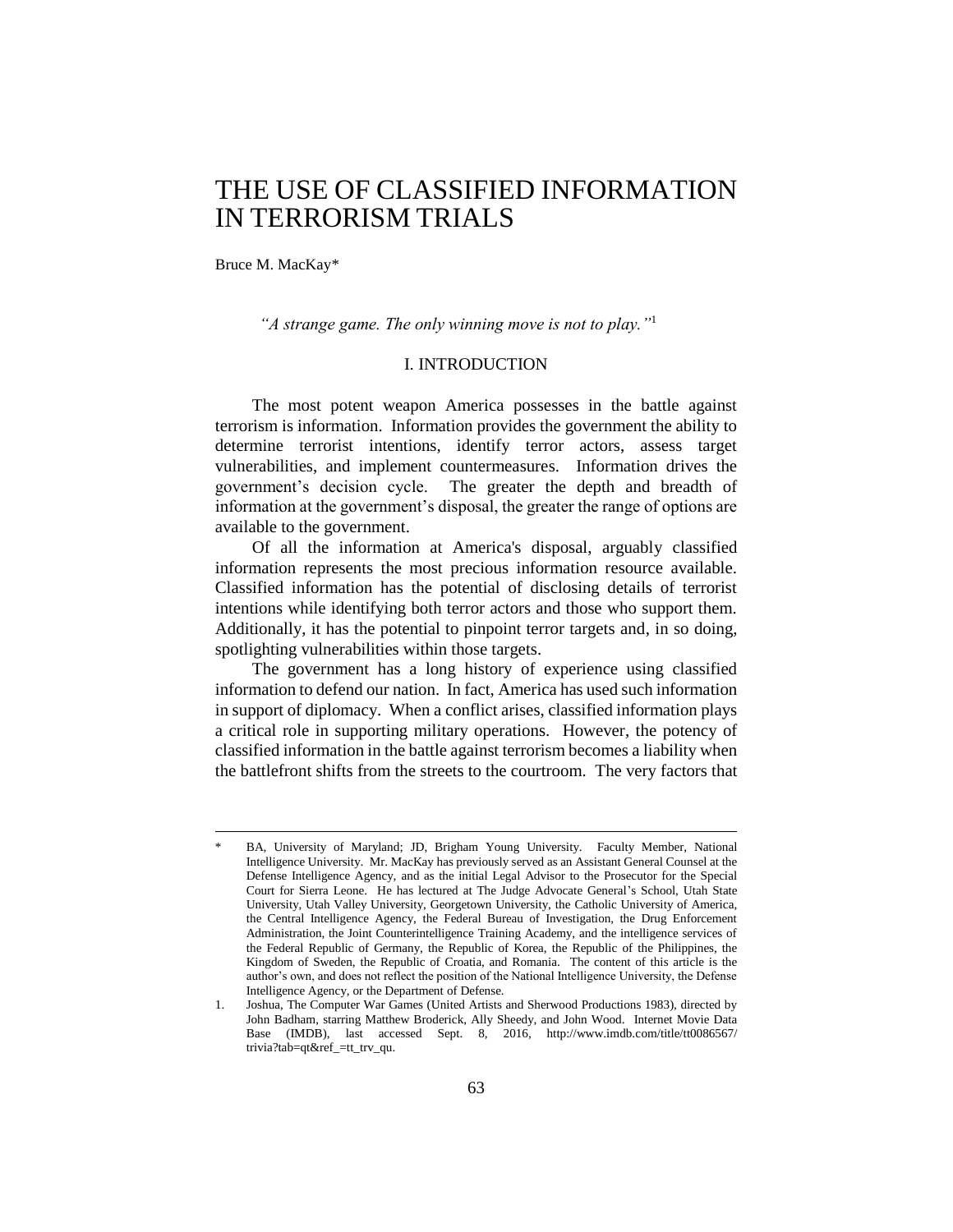# THE USE OF CLASSIFIED INFORMATION IN TERRORISM TRIALS

Bruce M. MacKay*

*"A strange game. The only winning move is not to play."*[1]

## I. INTRODUCTION

The most potent weapon America possesses in the battle against terrorism is information. Information provides the government the ability to determine terrorist intentions, identify terror actors, assess target vulnerabilities, and implement countermeasures. Information drives the government's decision cycle. The greater the depth and breadth of information at the government's disposal, the greater the range of options are available to the government.

Of all the information at America's disposal, arguably classified information represents the most precious information resource available. Classified information has the potential of disclosing details of terrorist intentions while identifying both terror actors and those who support them. Additionally, it has the potential to pinpoint terror targets and, in so doing, spotlighting vulnerabilities within those targets.

The government has a long history of experience using classified information to defend our nation. In fact, America has used such information in support of diplomacy. When a conflict arises, classified information plays a critical role in supporting military operations. However, the potency of classified information in the battle against terrorism becomes a liability when the battlefront shifts from the streets to the courtroom. The very factors that

---

\* BA, University of Maryland; JD, Brigham Young University. Faculty Member, National Intelligence University. Mr. MacKay has previously served as an Assistant General Counsel at the Defense Intelligence Agency, and as the initial Legal Advisor to the Prosecutor for the Special Court for Sierra Leone. He has lectured at The Judge Advocate General's School, Utah State University, Utah Valley University, Georgetown University, the Catholic University of America, the Central Intelligence Agency, the Federal Bureau of Investigation, the Drug Enforcement Administration, the Joint Counterintelligence Training Academy, and the intelligence services of the Federal Republic of Germany, the Republic of Korea, the Republic of the Philippines, the Kingdom of Sweden, the Republic of Croatia, and Romania. The content of this article is the author's own, and does not reflect the position of the National Intelligence University, the Defense Intelligence Agency, or the Department of Defense.

1. Joshua, The Computer War Games (United Artists and Sherwood Productions 1983), directed by John Badham, starring Matthew Broderick, Ally Sheedy, and John Wood. Internet Movie Data Base (IMDB), last accessed Sept. 8, 2016, http://www.imdb.com/title/tt0086567/trivia?tab=qt&ref_=tt_trv_qu.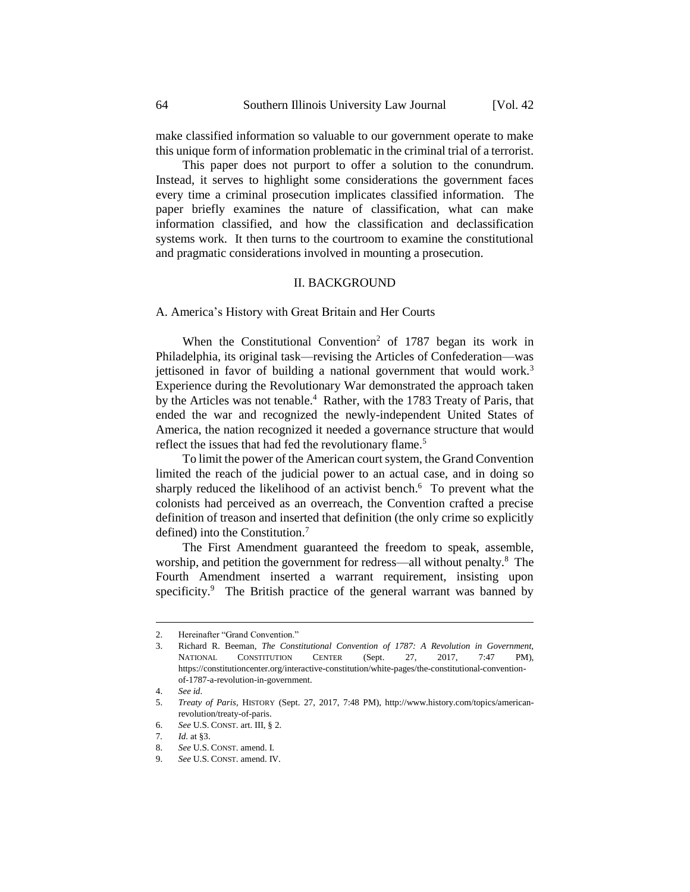make classified information so valuable to our government operate to make this unique form of information problematic in the criminal trial of a terrorist.

This paper does not purport to offer a solution to the conundrum. Instead, it serves to highlight some considerations the government faces every time a criminal prosecution implicates classified information. The paper briefly examines the nature of classification, what can make information classified, and how the classification and declassification systems work. It then turns to the courtroom to examine the constitutional and pragmatic considerations involved in mounting a prosecution.

## II. BACKGROUND

### A. America's History with Great Britain and Her Courts

When the Constitutional Convention[2] of 1787 began its work in Philadelphia, its original task—revising the Articles of Confederation—was jettisoned in favor of building a national government that would work.[3] Experience during the Revolutionary War demonstrated the approach taken by the Articles was not tenable.[4] Rather, with the 1783 Treaty of Paris, that ended the war and recognized the newly-independent United States of America, the nation recognized it needed a governance structure that would reflect the issues that had fed the revolutionary flame.[5]

To limit the power of the American court system, the Grand Convention limited the reach of the judicial power to an actual case, and in doing so sharply reduced the likelihood of an activist bench.[6] To prevent what the colonists had perceived as an overreach, the Convention crafted a precise definition of treason and inserted that definition (the only crime so explicitly defined) into the Constitution.[7]

The First Amendment guaranteed the freedom to speak, assemble, worship, and petition the government for redress—all without penalty.[8] The Fourth Amendment inserted a warrant requirement, insisting upon specificity.[9] The British practice of the general warrant was banned by

---

2. Hereinafter "Grand Convention."
3. Richard R. Beeman, *The Constitutional Convention of 1787: A Revolution in Government*, NATIONAL CONSTITUTION CENTER (Sept. 27, 2017, 7:47 PM), https://constitutioncenter.org/interactive-constitution/white-pages/the-constitutional-convention-of-1787-a-revolution-in-government.
4. *See id*.
5. *Treaty of Paris*, HISTORY (Sept. 27, 2017, 7:48 PM), http://www.history.com/topics/american-revolution/treaty-of-paris.
6. *See* U.S. CONST. art. III, § 2.
7. *Id.* at §3.
8. *See* U.S. CONST. amend. I.
9. *See* U.S. CONST. amend. IV.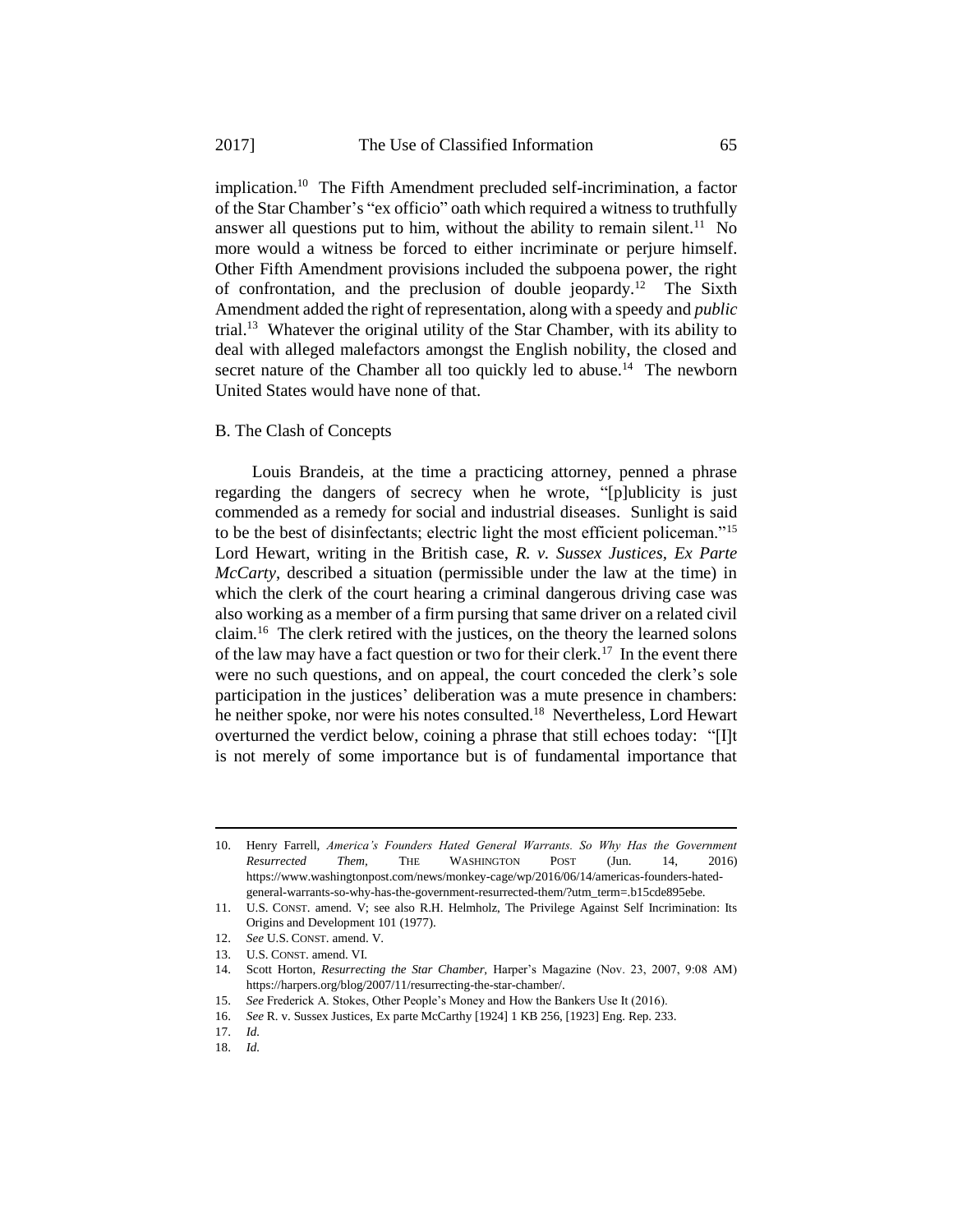implication.[10] The Fifth Amendment precluded self-incrimination, a factor of the Star Chamber's "ex officio" oath which required a witness to truthfully answer all questions put to him, without the ability to remain silent.[11] No more would a witness be forced to either incriminate or perjure himself. Other Fifth Amendment provisions included the subpoena power, the right of confrontation, and the preclusion of double jeopardy.[12] The Sixth Amendment added the right of representation, along with a speedy and *public* trial.[13] Whatever the original utility of the Star Chamber, with its ability to deal with alleged malefactors amongst the English nobility, the closed and secret nature of the Chamber all too quickly led to abuse.[14] The newborn United States would have none of that.

## B. The Clash of Concepts

Louis Brandeis, at the time a practicing attorney, penned a phrase regarding the dangers of secrecy when he wrote, "[p]ublicity is just commended as a remedy for social and industrial diseases. Sunlight is said to be the best of disinfectants; electric light the most efficient policeman."[15] Lord Hewart, writing in the British case, *R. v. Sussex Justices, Ex Parte McCarty*, described a situation (permissible under the law at the time) in which the clerk of the court hearing a criminal dangerous driving case was also working as a member of a firm pursing that same driver on a related civil claim.[16] The clerk retired with the justices, on the theory the learned solons of the law may have a fact question or two for their clerk.[17] In the event there were no such questions, and on appeal, the court conceded the clerk's sole participation in the justices' deliberation was a mute presence in chambers: he neither spoke, nor were his notes consulted.[18] Nevertheless, Lord Hewart overturned the verdict below, coining a phrase that still echoes today: "[I]t is not merely of some importance but is of fundamental importance that

---

10. Henry Farrell, *America's Founders Hated General Warrants. So Why Has the Government Resurrected Them,* THE WASHINGTON POST (Jun. 14, 2016) https://www.washingtonpost.com/news/monkey-cage/wp/2016/06/14/americas-founders-hated-general-warrants-so-why-has-the-government-resurrected-them/?utm_term=.b15cde895ebe.
11. U.S. CONST. amend. V; see also R.H. Helmholz, The Privilege Against Self Incrimination: Its Origins and Development 101 (1977).
12. *See* U.S. CONST. amend. V.
13. U.S. CONST. amend. VI.
14. Scott Horton, *Resurrecting the Star Chamber,* Harper's Magazine (Nov. 23, 2007, 9:08 AM) https://harpers.org/blog/2007/11/resurrecting-the-star-chamber/.
15. *See* Frederick A. Stokes, Other People's Money and How the Bankers Use It (2016).
16. *See* R. v. Sussex Justices, Ex parte McCarthy [1924] 1 KB 256, [1923] Eng. Rep. 233.
17. *Id.*
18. *Id.*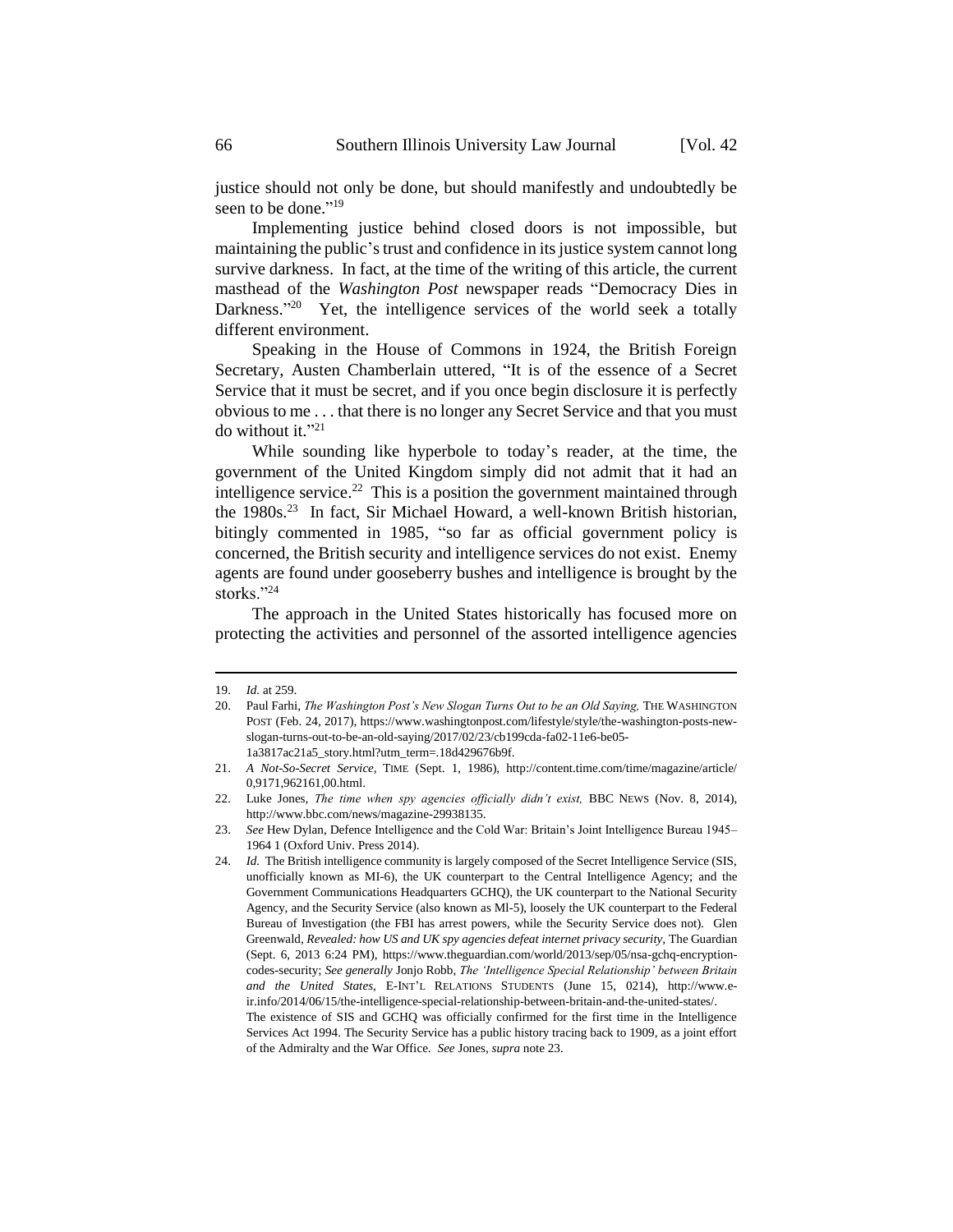justice should not only be done, but should manifestly and undoubtedly be seen to be done."[19]

Implementing justice behind closed doors is not impossible, but maintaining the public's trust and confidence in its justice system cannot long survive darkness. In fact, at the time of the writing of this article, the current masthead of the *Washington Post* newspaper reads "Democracy Dies in Darkness."[20] Yet, the intelligence services of the world seek a totally different environment.

Speaking in the House of Commons in 1924, the British Foreign Secretary, Austen Chamberlain uttered, "It is of the essence of a Secret Service that it must be secret, and if you once begin disclosure it is perfectly obvious to me . . . that there is no longer any Secret Service and that you must do without it."[21]

While sounding like hyperbole to today's reader, at the time, the government of the United Kingdom simply did not admit that it had an intelligence service.[22] This is a position the government maintained through the 1980s.[23] In fact, Sir Michael Howard, a well-known British historian, bitingly commented in 1985, "so far as official government policy is concerned, the British security and intelligence services do not exist. Enemy agents are found under gooseberry bushes and intelligence is brought by the storks."[24]

The approach in the United States historically has focused more on protecting the activities and personnel of the assorted intelligence agencies

---

19. *Id.* at 259.
20. Paul Farhi, *The Washington Post's New Slogan Turns Out to be an Old Saying,* THE WASHINGTON POST (Feb. 24, 2017), https://www.washingtonpost.com/lifestyle/style/the-washington-posts-new-slogan-turns-out-to-be-an-old-saying/2017/02/23/cb199cda-fa02-11e6-be05-1a3817ac21a5_story.html?utm_term=.18d429676b9f.
21. *A Not-So-Secret Service,* TIME (Sept. 1, 1986), http://content.time.com/time/magazine/article/0,9171,962161,00.html.
22. Luke Jones, *The time when spy agencies officially didn't exist,* BBC NEWS (Nov. 8, 2014), http://www.bbc.com/news/magazine-29938135.
23. *See* Hew Dylan, Defence Intelligence and the Cold War: Britain's Joint Intelligence Bureau 1945–1964 1 (Oxford Univ. Press 2014).
24. *Id.* The British intelligence community is largely composed of the Secret Intelligence Service (SIS, unofficially known as MI-6), the UK counterpart to the Central Intelligence Agency; and the Government Communications Headquarters GCHQ), the UK counterpart to the National Security Agency, and the Security Service (also known as Ml-5), loosely the UK counterpart to the Federal Bureau of Investigation (the FBI has arrest powers, while the Security Service does not). Glen Greenwald, *Revealed: how US and UK spy agencies defeat internet privacy security,* The Guardian (Sept. 6, 2013 6:24 PM), https://www.theguardian.com/world/2013/sep/05/nsa-gchq-encryption-codes-security; *See generally* Jonjo Robb, *The 'Intelligence Special Relationship' between Britain and the United States*, E-INT'L RELATIONS STUDENTS (June 15, 0214), http://www.e-ir.info/2014/06/15/the-intelligence-special-relationship-between-britain-and-the-united-states/. The existence of SIS and GCHQ was officially confirmed for the first time in the Intelligence Services Act 1994. The Security Service has a public history tracing back to 1909, as a joint effort of the Admiralty and the War Office. *See* Jones, *supra* note 23.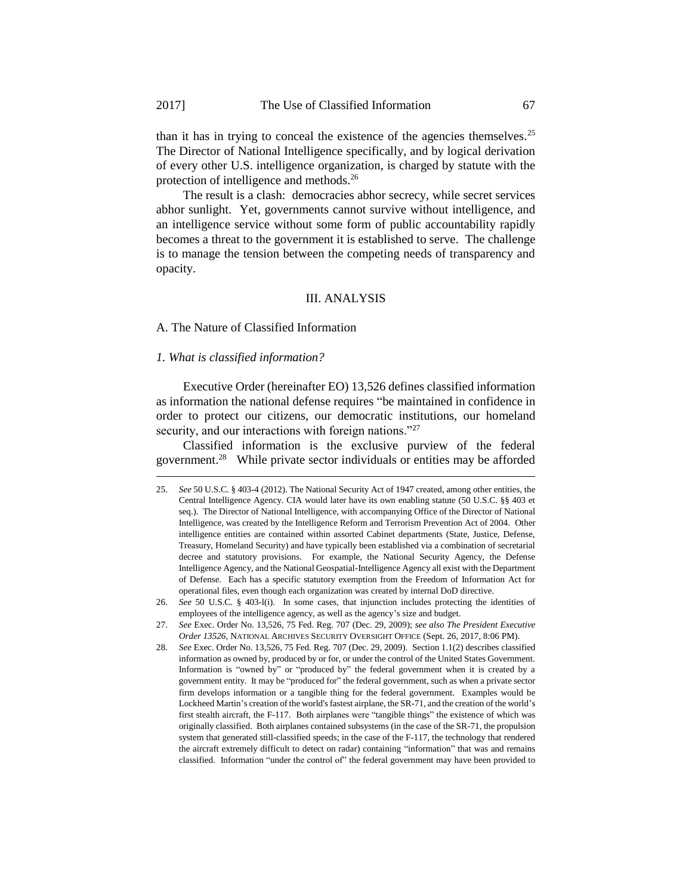than it has in trying to conceal the existence of the agencies themselves.[25] The Director of National Intelligence specifically, and by logical derivation of every other U.S. intelligence organization, is charged by statute with the protection of intelligence and methods.[26]

The result is a clash: democracies abhor secrecy, while secret services abhor sunlight. Yet, governments cannot survive without intelligence, and an intelligence service without some form of public accountability rapidly becomes a threat to the government it is established to serve. The challenge is to manage the tension between the competing needs of transparency and opacity.

## III. ANALYSIS

### A. The Nature of Classified Information

#### *1. What is classified information?*

Executive Order (hereinafter EO) 13,526 defines classified information as information the national defense requires "be maintained in confidence in order to protect our citizens, our democratic institutions, our homeland security, and our interactions with foreign nations."[27]

Classified information is the exclusive purview of the federal government.[28] While private sector individuals or entities may be afforded

---

25. *See* 50 U.S.C. § 403-4 (2012). The National Security Act of 1947 created, among other entities, the Central Intelligence Agency. CIA would later have its own enabling statute (50 U.S.C. §§ 403 et seq.). The Director of National Intelligence, with accompanying Office of the Director of National Intelligence, was created by the Intelligence Reform and Terrorism Prevention Act of 2004. Other intelligence entities are contained within assorted Cabinet departments (State, Justice, Defense, Treasury, Homeland Security) and have typically been established via a combination of secretarial decree and statutory provisions. For example, the National Security Agency, the Defense Intelligence Agency, and the National Geospatial-Intelligence Agency all exist with the Department of Defense. Each has a specific statutory exemption from the Freedom of Information Act for operational files, even though each organization was created by internal DoD directive.

26. *See* 50 U.S.C. § 403-l(i). In some cases, that injunction includes protecting the identities of employees of the intelligence agency, as well as the agency's size and budget.

27. *See* Exec. Order No. 13,526, 75 Fed. Reg. 707 (Dec. 29, 2009); *see also The President Executive Order 13526*, NATIONAL ARCHIVES SECURITY OVERSIGHT OFFICE (Sept. 26, 2017, 8:06 PM).

28. *See* Exec. Order No. 13,526, 75 Fed. Reg. 707 (Dec. 29, 2009). Section 1.1(2) describes classified information as owned by, produced by or for, or under the control of the United States Government. Information is "owned by" or "produced by" the federal government when it is created by a government entity. It may be "produced for" the federal government, such as when a private sector firm develops information or a tangible thing for the federal government. Examples would be Lockheed Martin's creation of the world's fastest airplane, the SR-71, and the creation of the world's first stealth aircraft, the F-117. Both airplanes were "tangible things" the existence of which was originally classified. Both airplanes contained subsystems (in the case of the SR-71, the propulsion system that generated still-classified speeds; in the case of the F-117, the technology that rendered the aircraft extremely difficult to detect on radar) containing "information" that was and remains classified. Information "under the control of" the federal government may have been provided to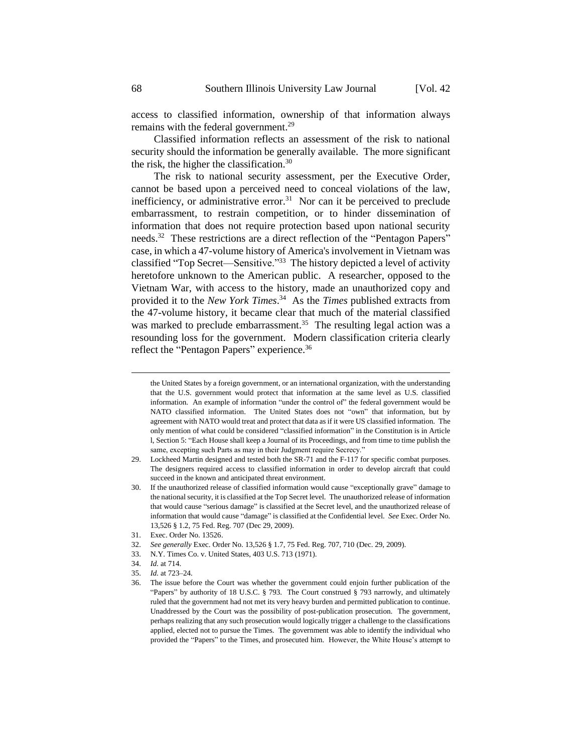access to classified information, ownership of that information always remains with the federal government.[29]

Classified information reflects an assessment of the risk to national security should the information be generally available. The more significant the risk, the higher the classification.[30]

The risk to national security assessment, per the Executive Order, cannot be based upon a perceived need to conceal violations of the law, inefficiency, or administrative error.[31] Nor can it be perceived to preclude embarrassment, to restrain competition, or to hinder dissemination of information that does not require protection based upon national security needs.[32] These restrictions are a direct reflection of the "Pentagon Papers" case, in which a 47-volume history of America's involvement in Vietnam was classified "Top Secret—Sensitive."[33] The history depicted a level of activity heretofore unknown to the American public. A researcher, opposed to the Vietnam War, with access to the history, made an unauthorized copy and provided it to the *New York Times*.[34] As the *Times* published extracts from the 47-volume history, it became clear that much of the material classified was marked to preclude embarrassment.[35] The resulting legal action was a resounding loss for the government. Modern classification criteria clearly reflect the "Pentagon Papers" experience.[36]

---

the United States by a foreign government, or an international organization, with the understanding that the U.S. government would protect that information at the same level as U.S. classified information. An example of information "under the control of" the federal government would be NATO classified information. The United States does not "own" that information, but by agreement with NATO would treat and protect that data as if it were US classified information. The only mention of what could be considered "classified information" in the Constitution is in Article l, Section 5: "Each House shall keep a Journal of its Proceedings, and from time to time publish the same, excepting such Parts as may in their Judgment require Secrecy."

29. Lockheed Martin designed and tested both the SR-71 and the F-117 for specific combat purposes. The designers required access to classified information in order to develop aircraft that could succeed in the known and anticipated threat environment.
30. If the unauthorized release of classified information would cause "exceptionally grave" damage to the national security, it is classified at the Top Secret level. The unauthorized release of information that would cause "serious damage" is classified at the Secret level, and the unauthorized release of information that would cause "damage" is classified at the Confidential level. *See* Exec. Order No. 13,526 § 1.2, 75 Fed. Reg. 707 (Dec 29, 2009).
31. Exec. Order No. 13526.
32. *See generally* Exec. Order No. 13,526 § 1.7, 75 Fed. Reg. 707, 710 (Dec. 29, 2009).
33. N.Y. Times Co. v. United States, 403 U.S. 713 (1971).
34. *Id.* at 714.
35. *Id.* at 723–24.
36. The issue before the Court was whether the government could enjoin further publication of the "Papers" by authority of 18 U.S.C. § 793. The Court construed § 793 narrowly, and ultimately ruled that the government had not met its very heavy burden and permitted publication to continue. Unaddressed by the Court was the possibility of post-publication prosecution. The government, perhaps realizing that any such prosecution would logically trigger a challenge to the classifications applied, elected not to pursue the Times. The government was able to identify the individual who provided the "Papers" to the Times, and prosecuted him. However, the White House's attempt to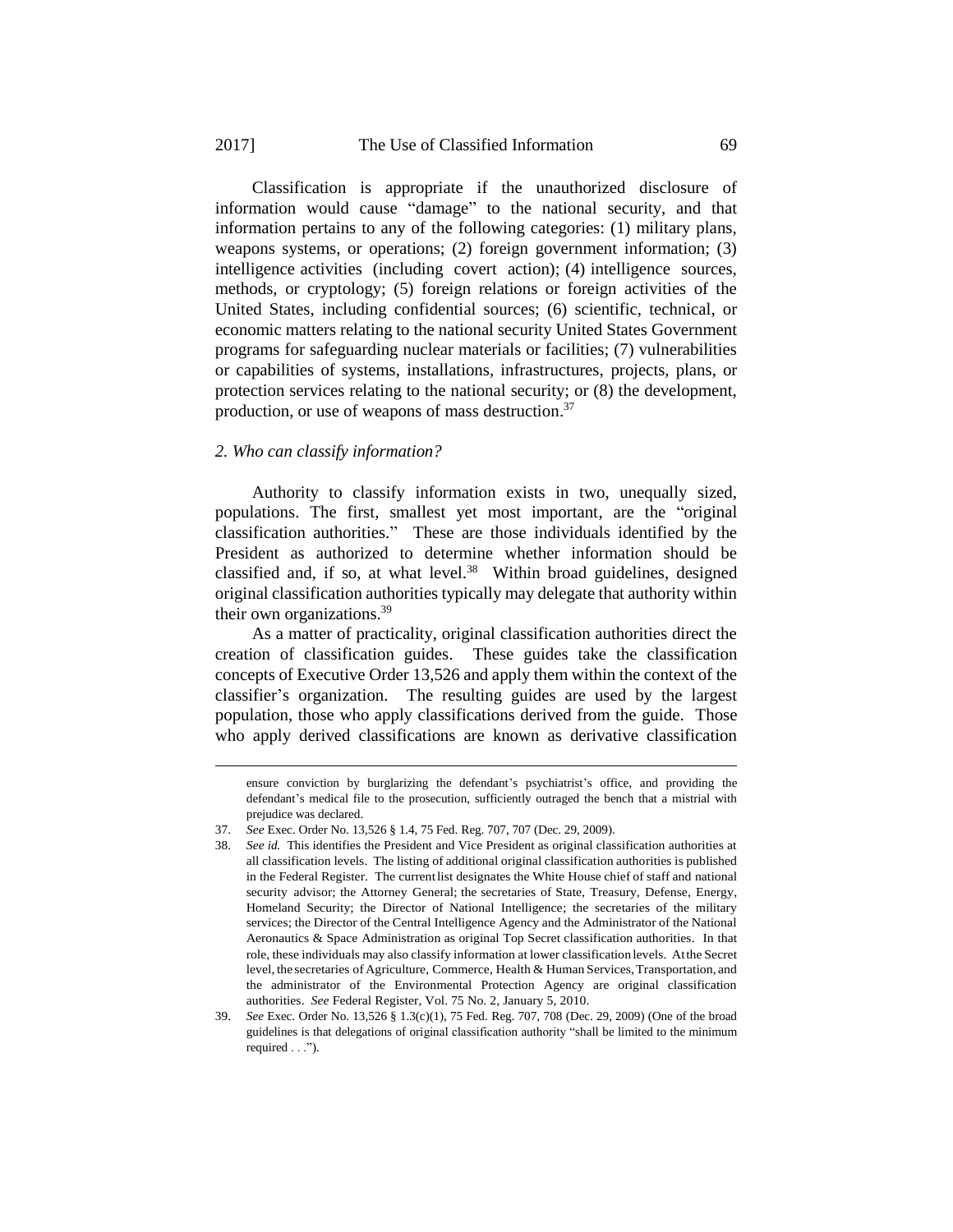Classification is appropriate if the unauthorized disclosure of information would cause "damage" to the national security, and that information pertains to any of the following categories: (1) military plans, weapons systems, or operations; (2) foreign government information; (3) intelligence activities (including covert action); (4) intelligence sources, methods, or cryptology; (5) foreign relations or foreign activities of the United States, including confidential sources; (6) scientific, technical, or economic matters relating to the national security United States Government programs for safeguarding nuclear materials or facilities; (7) vulnerabilities or capabilities of systems, installations, infrastructures, projects, plans, or protection services relating to the national security; or (8) the development, production, or use of weapons of mass destruction.[37]

*2. Who can classify information?*

Authority to classify information exists in two, unequally sized, populations. The first, smallest yet most important, are the "original classification authorities." These are those individuals identified by the President as authorized to determine whether information should be classified and, if so, at what level.[38] Within broad guidelines, designed original classification authorities typically may delegate that authority within their own organizations.[39]

As a matter of practicality, original classification authorities direct the creation of classification guides. These guides take the classification concepts of Executive Order 13,526 and apply them within the context of the classifier's organization. The resulting guides are used by the largest population, those who apply classifications derived from the guide. Those who apply derived classifications are known as derivative classification

---

ensure conviction by burglarizing the defendant's psychiatrist's office, and providing the defendant's medical file to the prosecution, sufficiently outraged the bench that a mistrial with prejudice was declared.

37. *See* Exec. Order No. 13,526 § 1.4, 75 Fed. Reg. 707, 707 (Dec. 29, 2009).

38. *See id.* This identifies the President and Vice President as original classification authorities at all classification levels. The listing of additional original classification authorities is published in the Federal Register. The current list designates the White House chief of staff and national security advisor; the Attorney General; the secretaries of State, Treasury, Defense, Energy, Homeland Security; the Director of National Intelligence; the secretaries of the military services; the Director of the Central Intelligence Agency and the Administrator of the National Aeronautics & Space Administration as original Top Secret classification authorities. In that role, these individuals may also classify information at lower classification levels. At the Secret level, the secretaries of Agriculture, Commerce, Health & Human Services, Transportation, and the administrator of the Environmental Protection Agency are original classification authorities. *See* Federal Register, Vol. 75 No. 2, January 5, 2010.

39. *See* Exec. Order No. 13,526 § 1.3(c)(1), 75 Fed. Reg. 707, 708 (Dec. 29, 2009) (One of the broad guidelines is that delegations of original classification authority "shall be limited to the minimum required . . .").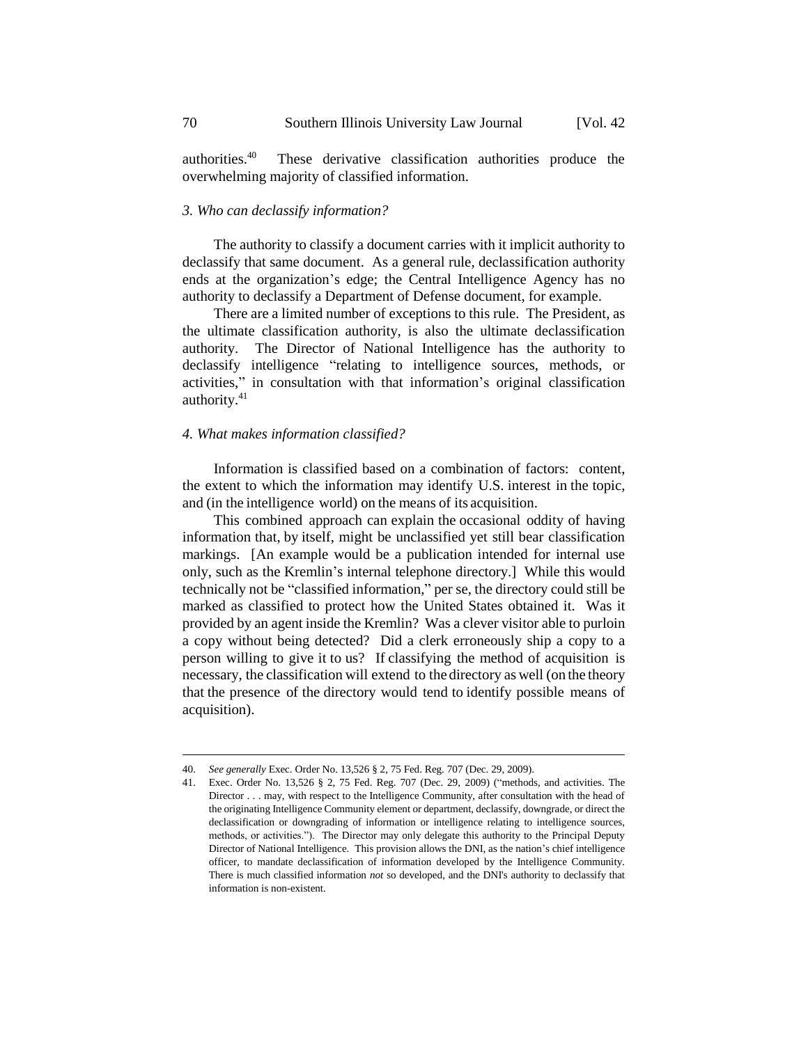authorities.[40] These derivative classification authorities produce the overwhelming majority of classified information.

### *3. Who can declassify information?*

The authority to classify a document carries with it implicit authority to declassify that same document. As a general rule, declassification authority ends at the organization's edge; the Central Intelligence Agency has no authority to declassify a Department of Defense document, for example.

There are a limited number of exceptions to this rule. The President, as the ultimate classification authority, is also the ultimate declassification authority. The Director of National Intelligence has the authority to declassify intelligence "relating to intelligence sources, methods, or activities," in consultation with that information's original classification authority.[41]

### *4. What makes information classified?*

Information is classified based on a combination of factors: content, the extent to which the information may identify U.S. interest in the topic, and (in the intelligence world) on the means of its acquisition.

This combined approach can explain the occasional oddity of having information that, by itself, might be unclassified yet still bear classification markings. [An example would be a publication intended for internal use only, such as the Kremlin's internal telephone directory.] While this would technically not be "classified information," per se, the directory could still be marked as classified to protect how the United States obtained it. Was it provided by an agent inside the Kremlin? Was a clever visitor able to purloin a copy without being detected? Did a clerk erroneously ship a copy to a person willing to give it to us? If classifying the method of acquisition is necessary, the classification will extend to the directory as well (on the theory that the presence of the directory would tend to identify possible means of acquisition).

---

40. *See generally* Exec. Order No. 13,526 § 2, 75 Fed. Reg. 707 (Dec. 29, 2009).

41. Exec. Order No. 13,526 § 2, 75 Fed. Reg. 707 (Dec. 29, 2009) ("methods, and activities. The Director . . . may, with respect to the Intelligence Community, after consultation with the head of the originating Intelligence Community element or department, declassify, downgrade, or direct the declassification or downgrading of information or intelligence relating to intelligence sources, methods, or activities."). The Director may only delegate this authority to the Principal Deputy Director of National Intelligence. This provision allows the DNI, as the nation's chief intelligence officer, to mandate declassification of information developed by the Intelligence Community. There is much classified information *not* so developed, and the DNI's authority to declassify that information is non-existent.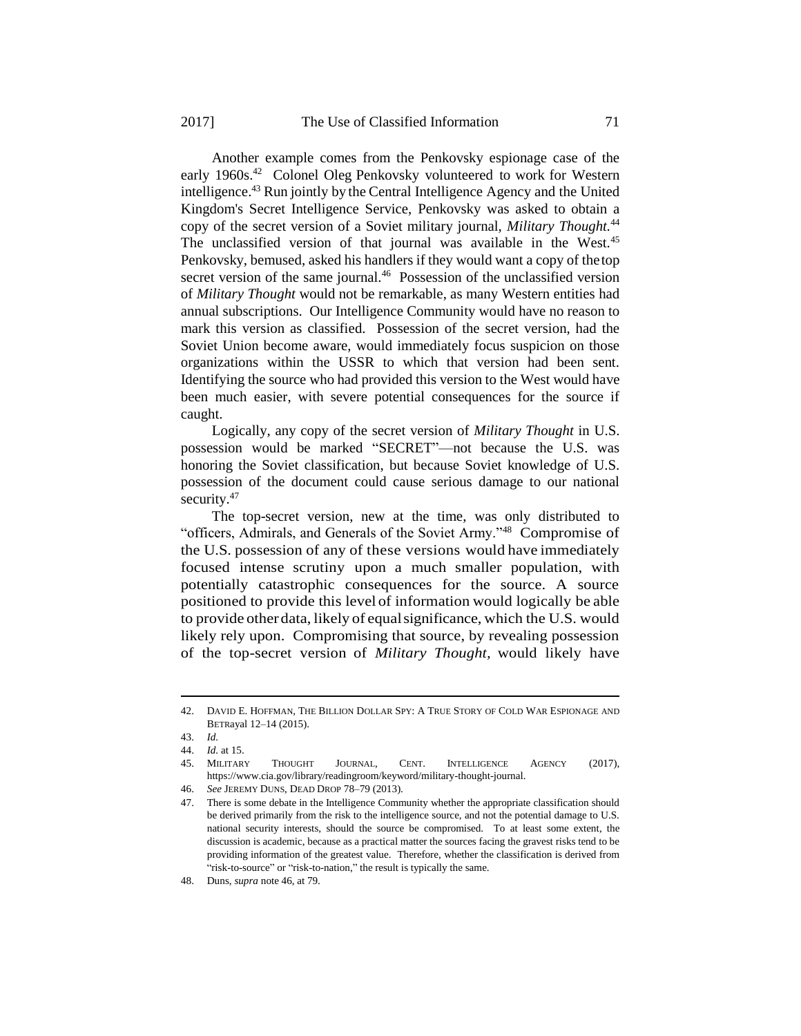Another example comes from the Penkovsky espionage case of the early 1960s.[42] Colonel Oleg Penkovsky volunteered to work for Western intelligence.[43] Run jointly by the Central Intelligence Agency and the United Kingdom's Secret Intelligence Service, Penkovsky was asked to obtain a copy of the secret version of a Soviet military journal, *Military Thought.*[44] The unclassified version of that journal was available in the West.[45] Penkovsky, bemused, asked his handlers if they would want a copy of the top secret version of the same journal.[46] Possession of the unclassified version of *Military Thought* would not be remarkable, as many Western entities had annual subscriptions. Our Intelligence Community would have no reason to mark this version as classified. Possession of the secret version, had the Soviet Union become aware, would immediately focus suspicion on those organizations within the USSR to which that version had been sent. Identifying the source who had provided this version to the West would have been much easier, with severe potential consequences for the source if caught.

Logically, any copy of the secret version of *Military Thought* in U.S. possession would be marked "SECRET"—not because the U.S. was honoring the Soviet classification, but because Soviet knowledge of U.S. possession of the document could cause serious damage to our national security.[47]

The top-secret version, new at the time, was only distributed to "officers, Admirals, and Generals of the Soviet Army."[48] Compromise of the U.S. possession of any of these versions would have immediately focused intense scrutiny upon a much smaller population, with potentially catastrophic consequences for the source. A source positioned to provide this level of information would logically be able to provide other data, likely of equal significance, which the U.S. would likely rely upon. Compromising that source, by revealing possession of the top-secret version of *Military Thought*, would likely have

---

42. DAVID E. HOFFMAN, THE BILLION DOLLAR SPY: A TRUE STORY OF COLD WAR ESPIONAGE AND BETRayal 12–14 (2015).

43. *Id.*

44. *Id.* at 15.

45. MILITARY THOUGHT JOURNAL, CENT. INTELLIGENCE AGENCY (2017), https://www.cia.gov/library/readingroom/keyword/military-thought-journal.

46. *See* JEREMY DUNS, DEAD DROP 78–79 (2013).

47. There is some debate in the Intelligence Community whether the appropriate classification should be derived primarily from the risk to the intelligence source, and not the potential damage to U.S. national security interests, should the source be compromised. To at least some extent, the discussion is academic, because as a practical matter the sources facing the gravest risks tend to be providing information of the greatest value. Therefore, whether the classification is derived from "risk-to-source" or "risk-to-nation," the result is typically the same.

48. Duns, *supra* note 46, at 79.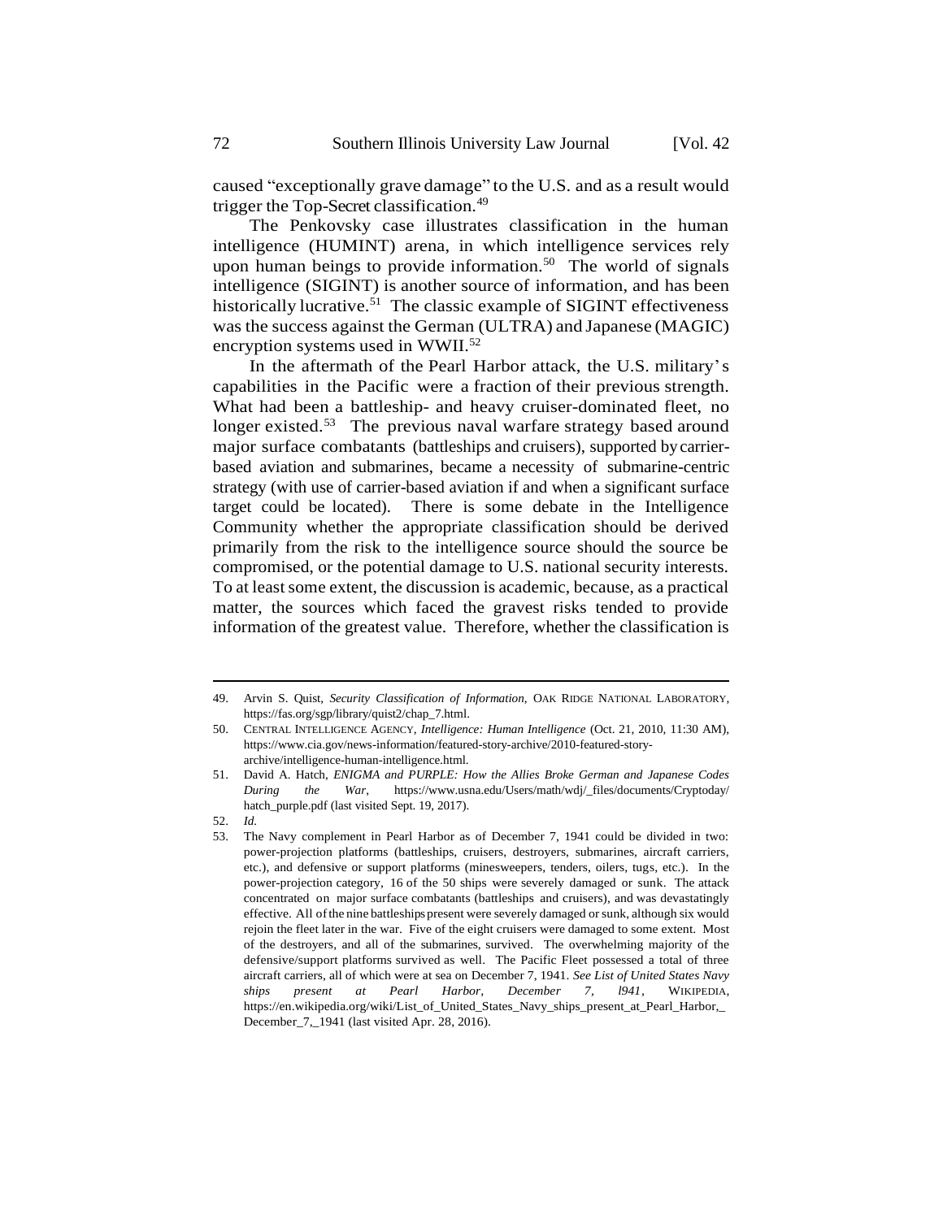caused "exceptionally grave damage" to the U.S. and as a result would trigger the Top-Secret classification.[49]

The Penkovsky case illustrates classification in the human intelligence (HUMINT) arena, in which intelligence services rely upon human beings to provide information.[50] The world of signals intelligence (SIGINT) is another source of information, and has been historically lucrative.[51] The classic example of SIGINT effectiveness was the success against the German (ULTRA) and Japanese (MAGIC) encryption systems used in WWII.[52]

In the aftermath of the Pearl Harbor attack, the U.S. military's capabilities in the Pacific were a fraction of their previous strength. What had been a battleship- and heavy cruiser-dominated fleet, no longer existed.[53] The previous naval warfare strategy based around major surface combatants (battleships and cruisers), supported by carrier-based aviation and submarines, became a necessity of submarine-centric strategy (with use of carrier-based aviation if and when a significant surface target could be located). There is some debate in the Intelligence Community whether the appropriate classification should be derived primarily from the risk to the intelligence source should the source be compromised, or the potential damage to U.S. national security interests. To at least some extent, the discussion is academic, because, as a practical matter, the sources which faced the gravest risks tended to provide information of the greatest value. Therefore, whether the classification is

---

49. Arvin S. Quist, *Security Classification of Information*, OAK RIDGE NATIONAL LABORATORY, https://fas.org/sgp/library/quist2/chap_7.html.

50. CENTRAL INTELLIGENCE AGENCY, *Intelligence: Human Intelligence* (Oct. 21, 2010, 11:30 AM), https://www.cia.gov/news-information/featured-story-archive/2010-featured-story-archive/intelligence-human-intelligence.html.

51. David A. Hatch, *ENIGMA and PURPLE: How the Allies Broke German and Japanese Codes During the War*, https://www.usna.edu/Users/math/wdj/_files/documents/Cryptoday/hatch_purple.pdf (last visited Sept. 19, 2017).

52. *Id.*

53. The Navy complement in Pearl Harbor as of December 7, 1941 could be divided in two: power-projection platforms (battleships, cruisers, destroyers, submarines, aircraft carriers, etc.), and defensive or support platforms (minesweepers, tenders, oilers, tugs, etc.). In the power-projection category, 16 of the 50 ships were severely damaged or sunk. The attack concentrated on major surface combatants (battleships and cruisers), and was devastatingly effective. All of the nine battleships present were severely damaged or sunk, although six would rejoin the fleet later in the war. Five of the eight cruisers were damaged to some extent. Most of the destroyers, and all of the submarines, survived. The overwhelming majority of the defensive/support platforms survived as well. The Pacific Fleet possessed a total of three aircraft carriers, all of which were at sea on December 7, 1941. *See List of United States Navy ships present at Pearl Harbor, December 7, l941*, WIKIPEDIA, https://en.wikipedia.org/wiki/List_of_United_States_Navy_ships_present_at_Pearl_Harbor,_December_7,_1941 (last visited Apr. 28, 2016).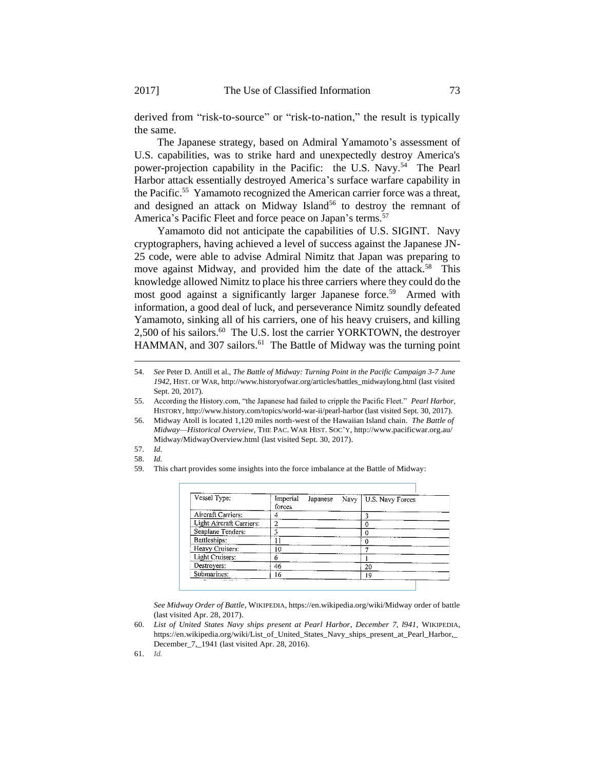derived from "risk-to-source" or "risk-to-nation," the result is typically the same.

The Japanese strategy, based on Admiral Yamamoto's assessment of U.S. capabilities, was to strike hard and unexpectedly destroy America's power-projection capability in the Pacific: the U.S. Navy.[54] The Pearl Harbor attack essentially destroyed America's surface warfare capability in the Pacific.[55] Yamamoto recognized the American carrier force was a threat, and designed an attack on Midway Island[56] to destroy the remnant of America's Pacific Fleet and force peace on Japan's terms.[57]

Yamamoto did not anticipate the capabilities of U.S. SIGINT. Navy cryptographers, having achieved a level of success against the Japanese JN-25 code, were able to advise Admiral Nimitz that Japan was preparing to move against Midway, and provided him the date of the attack.[58] This knowledge allowed Nimitz to place his three carriers where they could do the most good against a significantly larger Japanese force.[59] Armed with information, a good deal of luck, and perseverance Nimitz soundly defeated Yamamoto, sinking all of his carriers, one of his heavy cruisers, and killing 2,500 of his sailors.[60] The U.S. lost the carrier YORKTOWN, the destroyer HAMMAN, and 307 sailors.[61] The Battle of Midway was the turning point

---

54. *See* Peter D. Antill et al., *The Battle of Midway: Turning Point in the Pacific Campaign 3-7 June 1942*, HIST. OF WAR, http://www.historyofwar.org/articles/battles_midwaylong.html (last visited Sept. 20, 2017).

55. According the History.com, "the Japanese had failed to cripple the Pacific Fleet." *Pearl Harbor*, HISTORY, http://www.history.com/topics/world-war-ii/pearl-harbor (last visited Sept. 30, 2017).

56. Midway Atoll is located 1,120 miles north-west of the Hawaiian Island chain. *The Battle of Midway—Historical Overview*, THE PAC. WAR HIST. SOC'Y, http://www.pacificwar.org.au/Midway/MidwayOverview.html (last visited Sept. 30, 2017).

57. *Id.*

58. *Id.*

59. This chart provides some insights into the force imbalance at the Battle of Midway:

| Vessel Type: | Imperial Japanese Navy forces | U.S. Navy Forces |
|---|---|---|
| Aircraft Carriers: | 4 | 3 |
| Light Aircraft Carriers: | 2 | 0 |
| Seaplane Tenders: | 3 | 0 |
| Battleships: | 11 | 0 |
| Heavy Cruisers: | 10 | 7 |
| Light Cruisers: | 6 | 1 |
| Destroyers: | 46 | 20 |
| Submarines: | 16 | 19 |

*See Midway Order of Battle*, WIKIPEDIA, https://en.wikipedia.org/wiki/Midway order of battle (last visited Apr. 28, 2017).

60. *List of United States Navy ships present at Pearl Harbor, December 7, l941*, WIKIPEDIA, https://en.wikipedia.org/wiki/List_of_United_States_Navy_ships_present_at_Pearl_Harbor,_December_7,_1941 (last visited Apr. 28, 2016).

61. *Id.*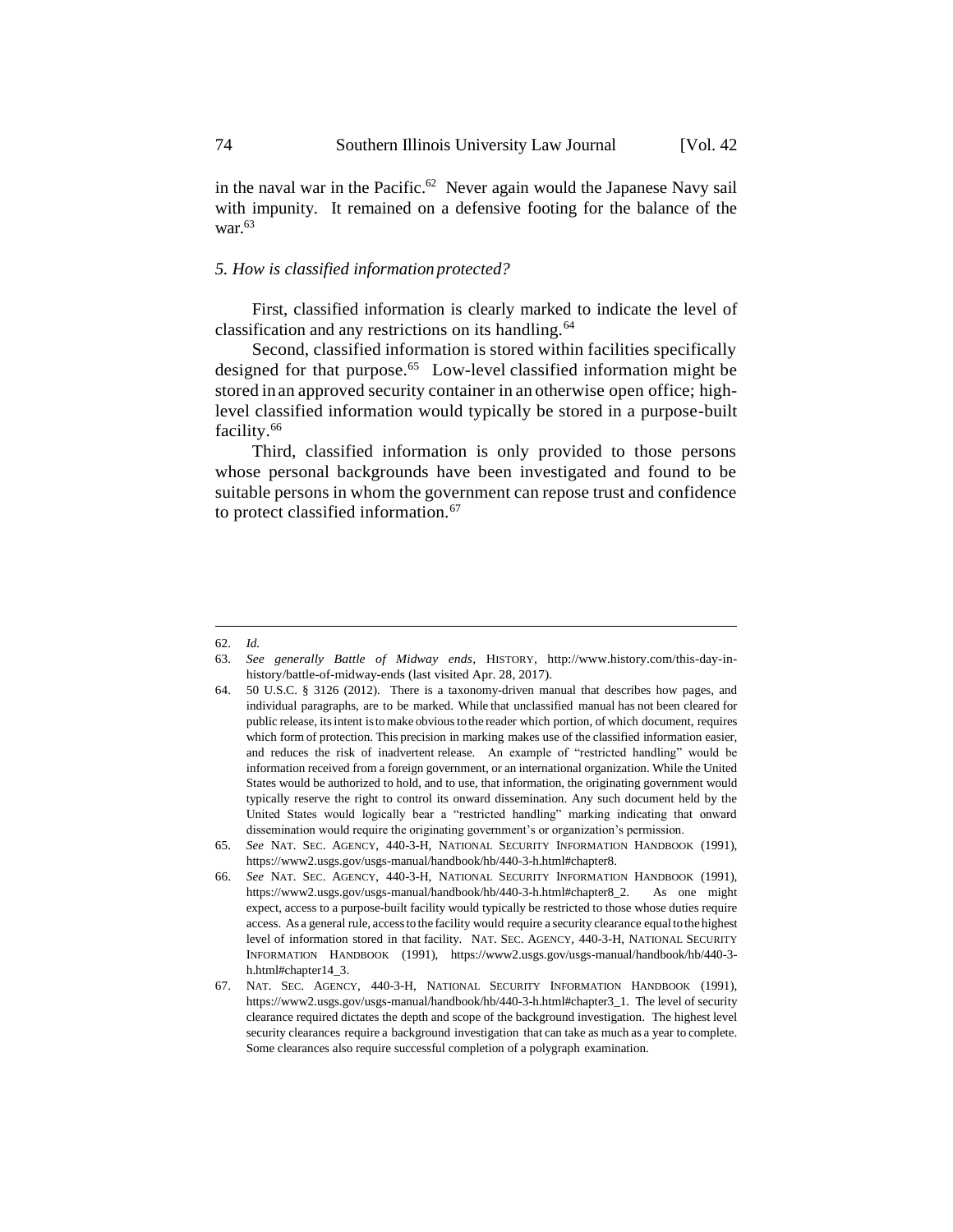in the naval war in the Pacific.[62] Never again would the Japanese Navy sail with impunity. It remained on a defensive footing for the balance of the war.[63]

### *5. How is classified information protected?*

First, classified information is clearly marked to indicate the level of classification and any restrictions on its handling.[64]

Second, classified information is stored within facilities specifically designed for that purpose.[65] Low-level classified information might be stored in an approved security container in an otherwise open office; high-level classified information would typically be stored in a purpose-built facility.[66]

Third, classified information is only provided to those persons whose personal backgrounds have been investigated and found to be suitable persons in whom the government can repose trust and confidence to protect classified information.[67]

---

62. *Id.*

63. *See generally Battle of Midway ends*, HISTORY, http://www.history.com/this-day-in-history/battle-of-midway-ends (last visited Apr. 28, 2017).

64. 50 U.S.C. § 3126 (2012). There is a taxonomy-driven manual that describes how pages, and individual paragraphs, are to be marked. While that unclassified manual has not been cleared for public release, its intent is to make obvious to the reader which portion, of which document, requires which form of protection. This precision in marking makes use of the classified information easier, and reduces the risk of inadvertent release. An example of "restricted handling" would be information received from a foreign government, or an international organization. While the United States would be authorized to hold, and to use, that information, the originating government would typically reserve the right to control its onward dissemination. Any such document held by the United States would logically bear a "restricted handling" marking indicating that onward dissemination would require the originating government's or organization's permission.

65. *See* NAT. SEC. AGENCY, 440-3-H, NATIONAL SECURITY INFORMATION HANDBOOK (1991), https://www2.usgs.gov/usgs-manual/handbook/hb/440-3-h.html#chapter8.

66. *See* NAT. SEC. AGENCY, 440-3-H, NATIONAL SECURITY INFORMATION HANDBOOK (1991), https://www2.usgs.gov/usgs-manual/handbook/hb/440-3-h.html#chapter8_2. As one might expect, access to a purpose-built facility would typically be restricted to those whose duties require access. As a general rule, access to the facility would require a security clearance equal to the highest level of information stored in that facility. NAT. SEC. AGENCY, 440-3-H, NATIONAL SECURITY INFORMATION HANDBOOK (1991), https://www2.usgs.gov/usgs-manual/handbook/hb/440-3-h.html#chapter14_3.

67. NAT. SEC. AGENCY, 440-3-H, NATIONAL SECURITY INFORMATION HANDBOOK (1991), https://www2.usgs.gov/usgs-manual/handbook/hb/440-3-h.html#chapter3_1. The level of security clearance required dictates the depth and scope of the background investigation. The highest level security clearances require a background investigation that can take as much as a year to complete. Some clearances also require successful completion of a polygraph examination.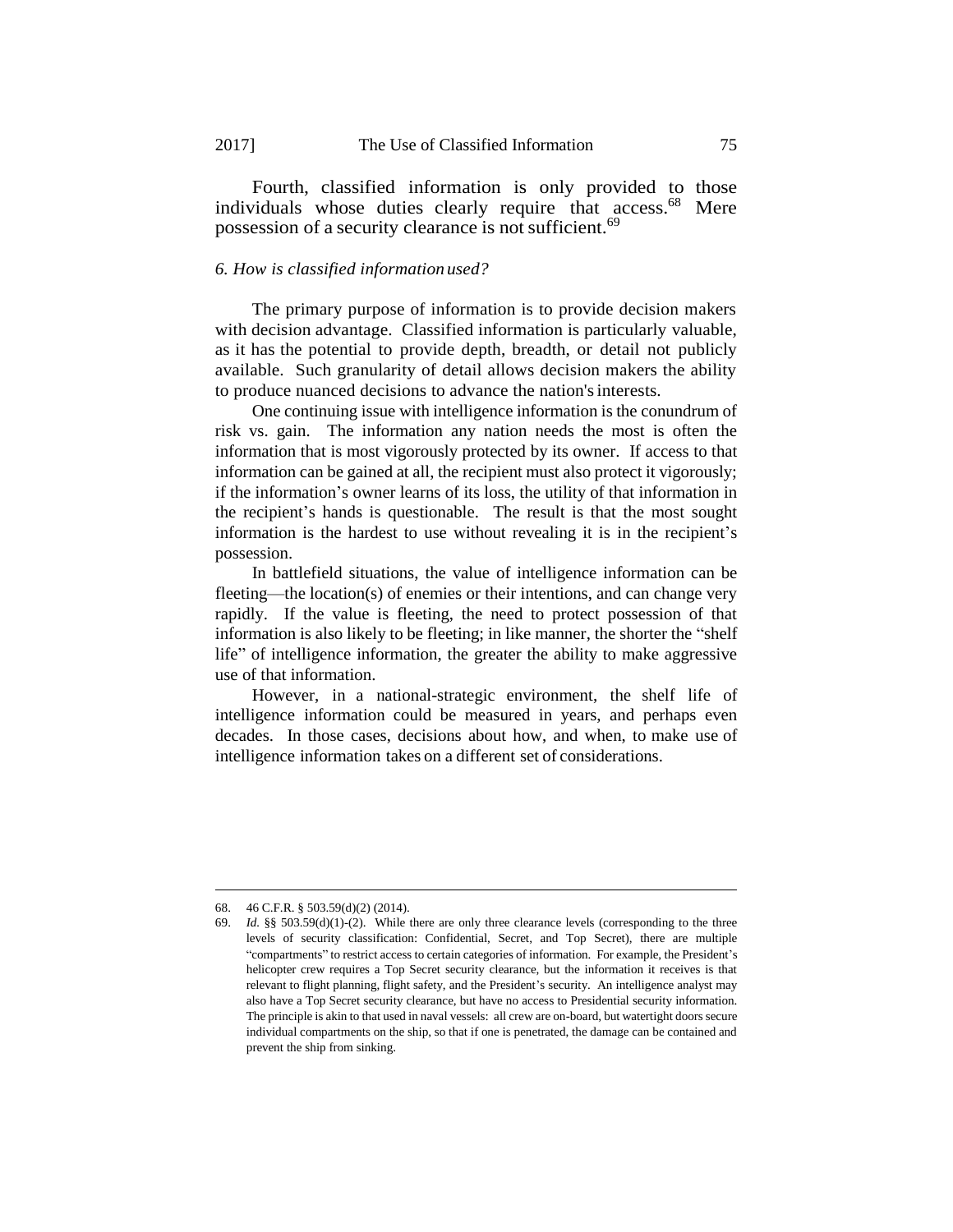Fourth, classified information is only provided to those individuals whose duties clearly require that access.[68] Mere possession of a security clearance is not sufficient.[69]

### *6. How is classified information used?*

The primary purpose of information is to provide decision makers with decision advantage. Classified information is particularly valuable, as it has the potential to provide depth, breadth, or detail not publicly available. Such granularity of detail allows decision makers the ability to produce nuanced decisions to advance the nation's interests.

One continuing issue with intelligence information is the conundrum of risk vs. gain. The information any nation needs the most is often the information that is most vigorously protected by its owner. If access to that information can be gained at all, the recipient must also protect it vigorously; if the information's owner learns of its loss, the utility of that information in the recipient's hands is questionable. The result is that the most sought information is the hardest to use without revealing it is in the recipient's possession.

In battlefield situations, the value of intelligence information can be fleeting—the location(s) of enemies or their intentions, and can change very rapidly. If the value is fleeting, the need to protect possession of that information is also likely to be fleeting; in like manner, the shorter the "shelf life" of intelligence information, the greater the ability to make aggressive use of that information.

However, in a national-strategic environment, the shelf life of intelligence information could be measured in years, and perhaps even decades. In those cases, decisions about how, and when, to make use of intelligence information takes on a different set of considerations.

---

68. 46 C.F.R. § 503.59(d)(2) (2014).

69. *Id.* §§ 503.59(d)(1)-(2). While there are only three clearance levels (corresponding to the three levels of security classification: Confidential, Secret, and Top Secret), there are multiple "compartments" to restrict access to certain categories of information. For example, the President's helicopter crew requires a Top Secret security clearance, but the information it receives is that relevant to flight planning, flight safety, and the President's security. An intelligence analyst may also have a Top Secret security clearance, but have no access to Presidential security information. The principle is akin to that used in naval vessels: all crew are on-board, but watertight doors secure individual compartments on the ship, so that if one is penetrated, the damage can be contained and prevent the ship from sinking.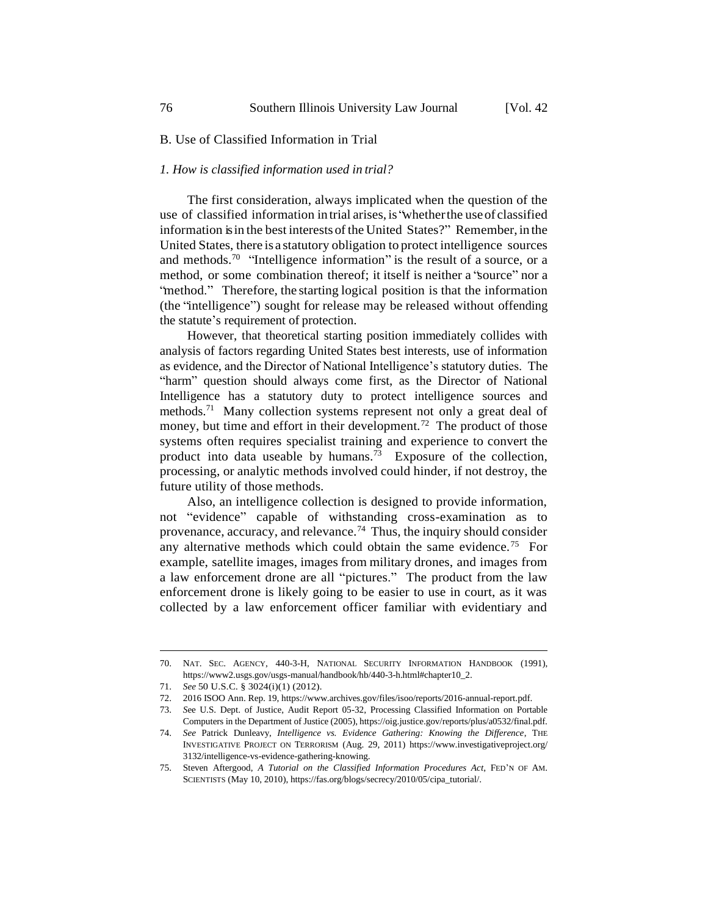## B. Use of Classified Information in Trial

### *1. How is classified information used in trial?*

The first consideration, always implicated when the question of the use of classified information in trial arises, is "whether the use of classified information is in the best interests of the United States?" Remember, in the United States, there is a statutory obligation to protect intelligence sources and methods.[70] "Intelligence information" is the result of a source, or a method, or some combination thereof; it itself is neither a "source" nor a "method." Therefore, the starting logical position is that the information (the "intelligence") sought for release may be released without offending the statute's requirement of protection.

However, that theoretical starting position immediately collides with analysis of factors regarding United States best interests, use of information as evidence, and the Director of National Intelligence's statutory duties. The "harm" question should always come first, as the Director of National Intelligence has a statutory duty to protect intelligence sources and methods.[71] Many collection systems represent not only a great deal of money, but time and effort in their development.[72] The product of those systems often requires specialist training and experience to convert the product into data useable by humans.[73] Exposure of the collection, processing, or analytic methods involved could hinder, if not destroy, the future utility of those methods.

Also, an intelligence collection is designed to provide information, not "evidence" capable of withstanding cross-examination as to provenance, accuracy, and relevance.[74] Thus, the inquiry should consider any alternative methods which could obtain the same evidence.[75] For example, satellite images, images from military drones, and images from a law enforcement drone are all "pictures." The product from the law enforcement drone is likely going to be easier to use in court, as it was collected by a law enforcement officer familiar with evidentiary and

---

70. NAT. SEC. AGENCY, 440-3-H, NATIONAL SECURITY INFORMATION HANDBOOK (1991), https://www2.usgs.gov/usgs-manual/handbook/hb/440-3-h.html#chapter10_2.

71. *See* 50 U.S.C. § 3024(i)(1) (2012).

72. 2016 ISOO Ann. Rep. 19, https://www.archives.gov/files/isoo/reports/2016-annual-report.pdf.

73. *See* U.S. Dept. of Justice, Audit Report 05-32, Processing Classified Information on Portable Computers in the Department of Justice (2005), https://oig.justice.gov/reports/plus/a0532/final.pdf.

74. *See* Patrick Dunleavy, *Intelligence vs. Evidence Gathering: Knowing the Difference*, THE INVESTIGATIVE PROJECT ON TERRORISM (Aug. 29, 2011) https://www.investigativeproject.org/3132/intelligence-vs-evidence-gathering-knowing.

75. Steven Aftergood, *A Tutorial on the Classified Information Procedures Act*, FED'N OF AM. SCIENTISTS (May 10, 2010), https://fas.org/blogs/secrecy/2010/05/cipa_tutorial/.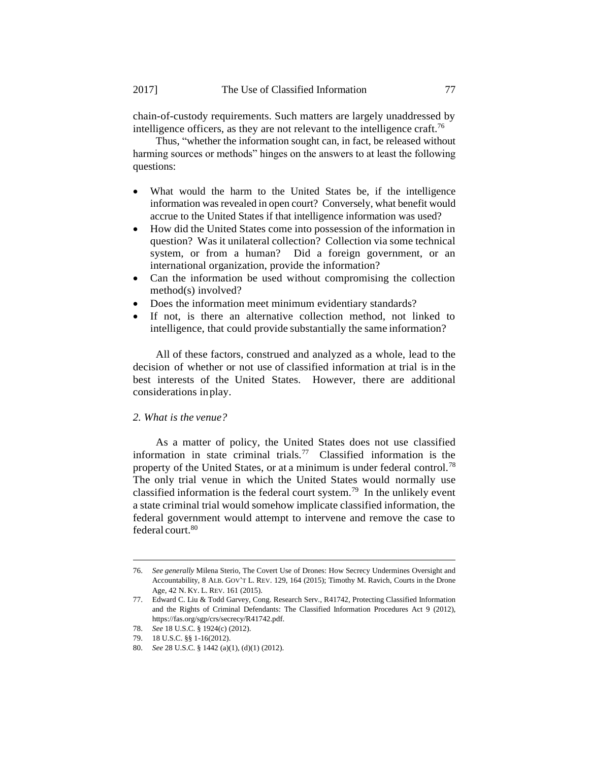chain-of-custody requirements. Such matters are largely unaddressed by intelligence officers, as they are not relevant to the intelligence craft.[76]

Thus, "whether the information sought can, in fact, be released without harming sources or methods" hinges on the answers to at least the following questions:

- What would the harm to the United States be, if the intelligence information was revealed in open court? Conversely, what benefit would accrue to the United States if that intelligence information was used?
- How did the United States come into possession of the information in question? Was it unilateral collection? Collection via some technical system, or from a human? Did a foreign government, or an international organization, provide the information?
- Can the information be used without compromising the collection method(s) involved?
- Does the information meet minimum evidentiary standards?
- If not, is there an alternative collection method, not linked to intelligence, that could provide substantially the same information?

All of these factors, construed and analyzed as a whole, lead to the decision of whether or not use of classified information at trial is in the best interests of the United States. However, there are additional considerations in play.

*2. What is the venue?*

As a matter of policy, the United States does not use classified information in state criminal trials.[77] Classified information is the property of the United States, or at a minimum is under federal control.[78] The only trial venue in which the United States would normally use classified information is the federal court system.[79] In the unlikely event a state criminal trial would somehow implicate classified information, the federal government would attempt to intervene and remove the case to federal court.[80]

---

76. *See generally* Milena Sterio, The Covert Use of Drones: How Secrecy Undermines Oversight and Accountability, 8 ALB. GOV'T L. REV. 129, 164 (2015); Timothy M. Ravich, Courts in the Drone Age, 42 N. KY. L. REV. 161 (2015).

77. Edward C. Liu & Todd Garvey, Cong. Research Serv., R41742, Protecting Classified Information and the Rights of Criminal Defendants: The Classified Information Procedures Act 9 (2012), https://fas.org/sgp/crs/secrecy/R41742.pdf.

78. *See* 18 U.S.C. § 1924(c) (2012).

79. 18 U.S.C. §§ 1-16(2012).

80. *See* 28 U.S.C. § 1442 (a)(1), (d)(1) (2012).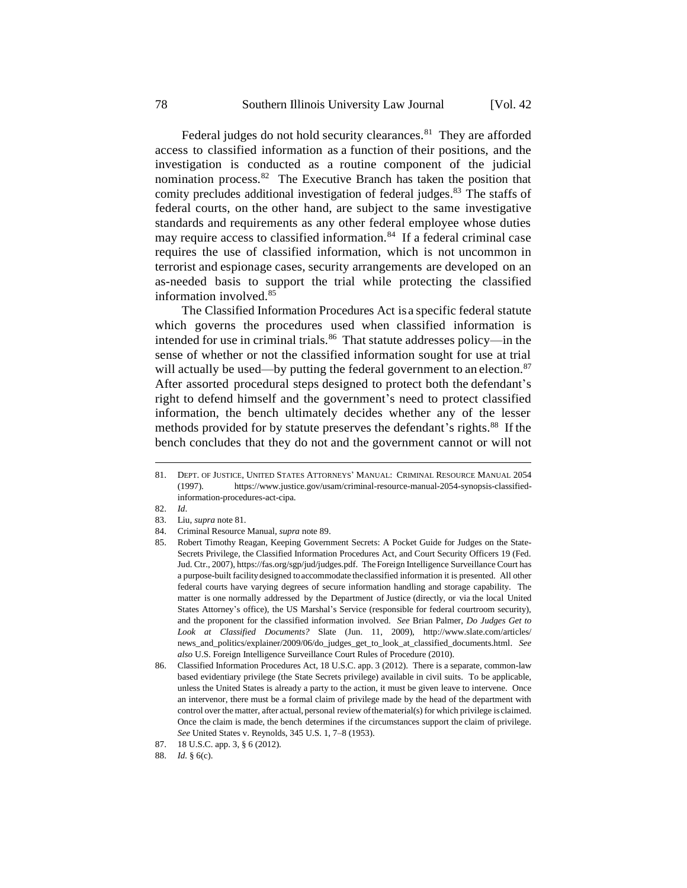Federal judges do not hold security clearances.[81] They are afforded access to classified information as a function of their positions, and the investigation is conducted as a routine component of the judicial nomination process.[82] The Executive Branch has taken the position that comity precludes additional investigation of federal judges.[83] The staffs of federal courts, on the other hand, are subject to the same investigative standards and requirements as any other federal employee whose duties may require access to classified information.[84] If a federal criminal case requires the use of classified information, which is not uncommon in terrorist and espionage cases, security arrangements are developed on an as-needed basis to support the trial while protecting the classified information involved.[85]

The Classified Information Procedures Act is a specific federal statute which governs the procedures used when classified information is intended for use in criminal trials.[86] That statute addresses policy—in the sense of whether or not the classified information sought for use at trial will actually be used—by putting the federal government to an election.[87] After assorted procedural steps designed to protect both the defendant's right to defend himself and the government's need to protect classified information, the bench ultimately decides whether any of the lesser methods provided for by statute preserves the defendant's rights.[88] If the bench concludes that they do not and the government cannot or will not

---

81. DEPT. OF JUSTICE, UNITED STATES ATTORNEYS' MANUAL: CRIMINAL RESOURCE MANUAL 2054 (1997). https://www.justice.gov/usam/criminal-resource-manual-2054-synopsis-classified-information-procedures-act-cipa.
82. *Id*.
83. Liu, *supra* note 81.
84. Criminal Resource Manual, *supra* note 89.
85. Robert Timothy Reagan, Keeping Government Secrets: A Pocket Guide for Judges on the State-Secrets Privilege, the Classified Information Procedures Act, and Court Security Officers 19 (Fed. Jud. Ctr., 2007), https://fas.org/sgp/jud/judges.pdf. The Foreign Intelligence Surveillance Court has a purpose-built facility designed to accommodate the classified information it is presented. All other federal courts have varying degrees of secure information handling and storage capability. The matter is one normally addressed by the Department of Justice (directly, or via the local United States Attorney's office), the US Marshal's Service (responsible for federal courtroom security), and the proponent for the classified information involved. *See* Brian Palmer, *Do Judges Get to Look at Classified Documents?* Slate (Jun. 11, 2009), http://www.slate.com/articles/news_and_politics/explainer/2009/06/do_judges_get_to_look_at_classified_documents.html. *See also* U.S. Foreign Intelligence Surveillance Court Rules of Procedure (2010).
86. Classified Information Procedures Act, 18 U.S.C. app. 3 (2012). There is a separate, common-law based evidentiary privilege (the State Secrets privilege) available in civil suits. To be applicable, unless the United States is already a party to the action, it must be given leave to intervene. Once an intervenor, there must be a formal claim of privilege made by the head of the department with control over the matter, after actual, personal review of the material(s) for which privilege is claimed. Once the claim is made, the bench determines if the circumstances support the claim of privilege. *See* United States v. Reynolds, 345 U.S. 1, 7–8 (1953).
87. 18 U.S.C. app. 3, § 6 (2012).
88. *Id.* § 6(c).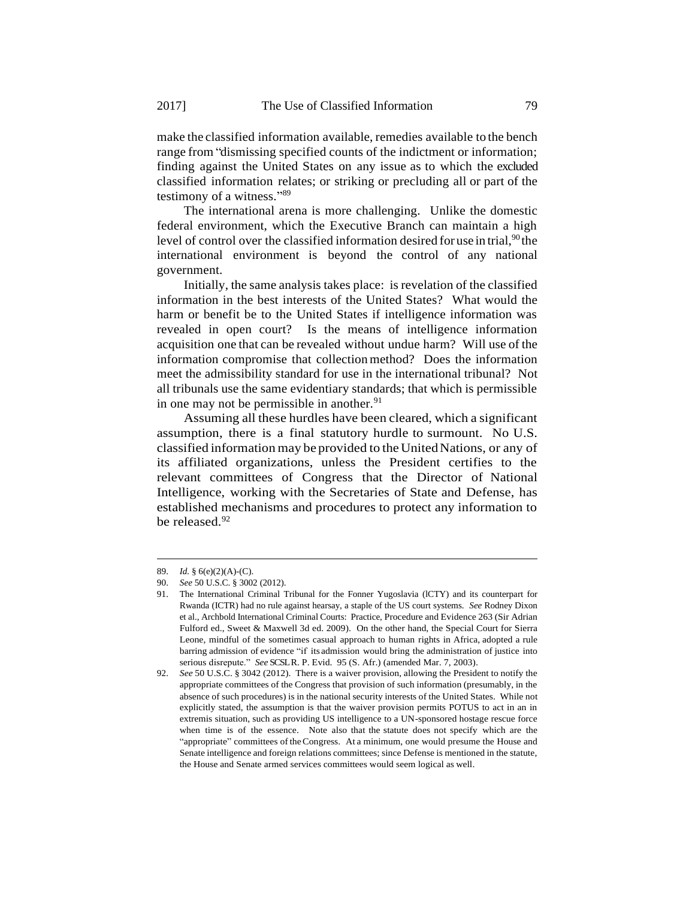make the classified information available, remedies available to the bench range from "dismissing specified counts of the indictment or information; finding against the United States on any issue as to which the excluded classified information relates; or striking or precluding all or part of the testimony of a witness."[89]

The international arena is more challenging. Unlike the domestic federal environment, which the Executive Branch can maintain a high level of control over the classified information desired for use in trial,[90] the international environment is beyond the control of any national government.

Initially, the same analysis takes place: is revelation of the classified information in the best interests of the United States? What would the harm or benefit be to the United States if intelligence information was revealed in open court? Is the means of intelligence information acquisition one that can be revealed without undue harm? Will use of the information compromise that collection method? Does the information meet the admissibility standard for use in the international tribunal? Not all tribunals use the same evidentiary standards; that which is permissible in one may not be permissible in another.[91]

Assuming all these hurdles have been cleared, which a significant assumption, there is a final statutory hurdle to surmount. No U.S. classified information may be provided to the United Nations, or any of its affiliated organizations, unless the President certifies to the relevant committees of Congress that the Director of National Intelligence, working with the Secretaries of State and Defense, has established mechanisms and procedures to protect any information to be released.[92]

---

89. *Id.* § 6(e)(2)(A)-(C).

90. *See* 50 U.S.C. § 3002 (2012).

91. The International Criminal Tribunal for the Fonner Yugoslavia (lCTY) and its counterpart for Rwanda (ICTR) had no rule against hearsay, a staple of the US court systems. *See* Rodney Dixon et al., Archbold International Criminal Courts: Practice, Procedure and Evidence 263 (Sir Adrian Fulford ed., Sweet & Maxwell 3d ed. 2009). On the other hand, the Special Court for Sierra Leone, mindful of the sometimes casual approach to human rights in Africa, adopted a rule barring admission of evidence "if its admission would bring the administration of justice into serious disrepute." *See* SCSL R. P. Evid. 95 (S. Afr.) (amended Mar. 7, 2003).

92. *See* 50 U.S.C. § 3042 (2012). There is a waiver provision, allowing the President to notify the appropriate committees of the Congress that provision of such information (presumably, in the absence of such procedures) is in the national security interests of the United States. While not explicitly stated, the assumption is that the waiver provision permits POTUS to act in an in extremis situation, such as providing US intelligence to a UN-sponsored hostage rescue force when time is of the essence. Note also that the statute does not specify which are the "appropriate" committees of the Congress. At a minimum, one would presume the House and Senate intelligence and foreign relations committees; since Defense is mentioned in the statute, the House and Senate armed services committees would seem logical as well.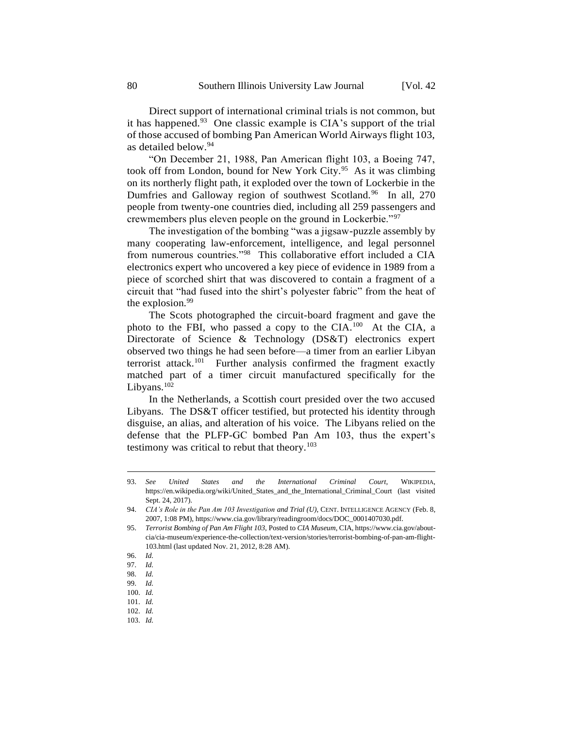Direct support of international criminal trials is not common, but it has happened.[93] One classic example is CIA's support of the trial of those accused of bombing Pan American World Airways flight 103, as detailed below.[94]

"On December 21, 1988, Pan American flight 103, a Boeing 747, took off from London, bound for New York City.[95] As it was climbing on its northerly flight path, it exploded over the town of Lockerbie in the Dumfries and Galloway region of southwest Scotland.[96] In all, 270 people from twenty-one countries died, including all 259 passengers and crewmembers plus eleven people on the ground in Lockerbie."[97]

The investigation of the bombing "was a jigsaw-puzzle assembly by many cooperating law-enforcement, intelligence, and legal personnel from numerous countries."[98] This collaborative effort included a CIA electronics expert who uncovered a key piece of evidence in 1989 from a piece of scorched shirt that was discovered to contain a fragment of a circuit that "had fused into the shirt's polyester fabric" from the heat of the explosion.[99]

The Scots photographed the circuit-board fragment and gave the photo to the FBI, who passed a copy to the CIA.[100] At the CIA, a Directorate of Science & Technology (DS&T) electronics expert observed two things he had seen before—a timer from an earlier Libyan terrorist attack.[101] Further analysis confirmed the fragment exactly matched part of a timer circuit manufactured specifically for the Libyans.[102]

In the Netherlands, a Scottish court presided over the two accused Libyans. The DS&T officer testified, but protected his identity through disguise, an alias, and alteration of his voice. The Libyans relied on the defense that the PLFP-GC bombed Pan Am 103, thus the expert's testimony was critical to rebut that theory.[103]

---

93. *See United States and the International Criminal Court*, WIKIPEDIA, https://en.wikipedia.org/wiki/United_States_and_the_International_Criminal_Court (last visited Sept. 24, 2017).

94. *CIA's Role in the Pan Am 103 Investigation and Trial (U)*, CENT. INTELLIGENCE AGENCY (Feb. 8, 2007, 1:08 PM), https://www.cia.gov/library/readingroom/docs/DOC_0001407030.pdf.

95. *Terrorist Bombing of Pan Am Flight 103*, Posted to *CIA Museum*, CIA, https://www.cia.gov/about-cia/cia-museum/experience-the-collection/text-version/stories/terrorist-bombing-of-pan-am-flight-103.html (last updated Nov. 21, 2012, 8:28 AM).

96. *Id.*

97. *Id.*

98. *Id.*

99. *Id.*

100. *Id.*

101. *Id.*

102. *Id.*

103. *Id.*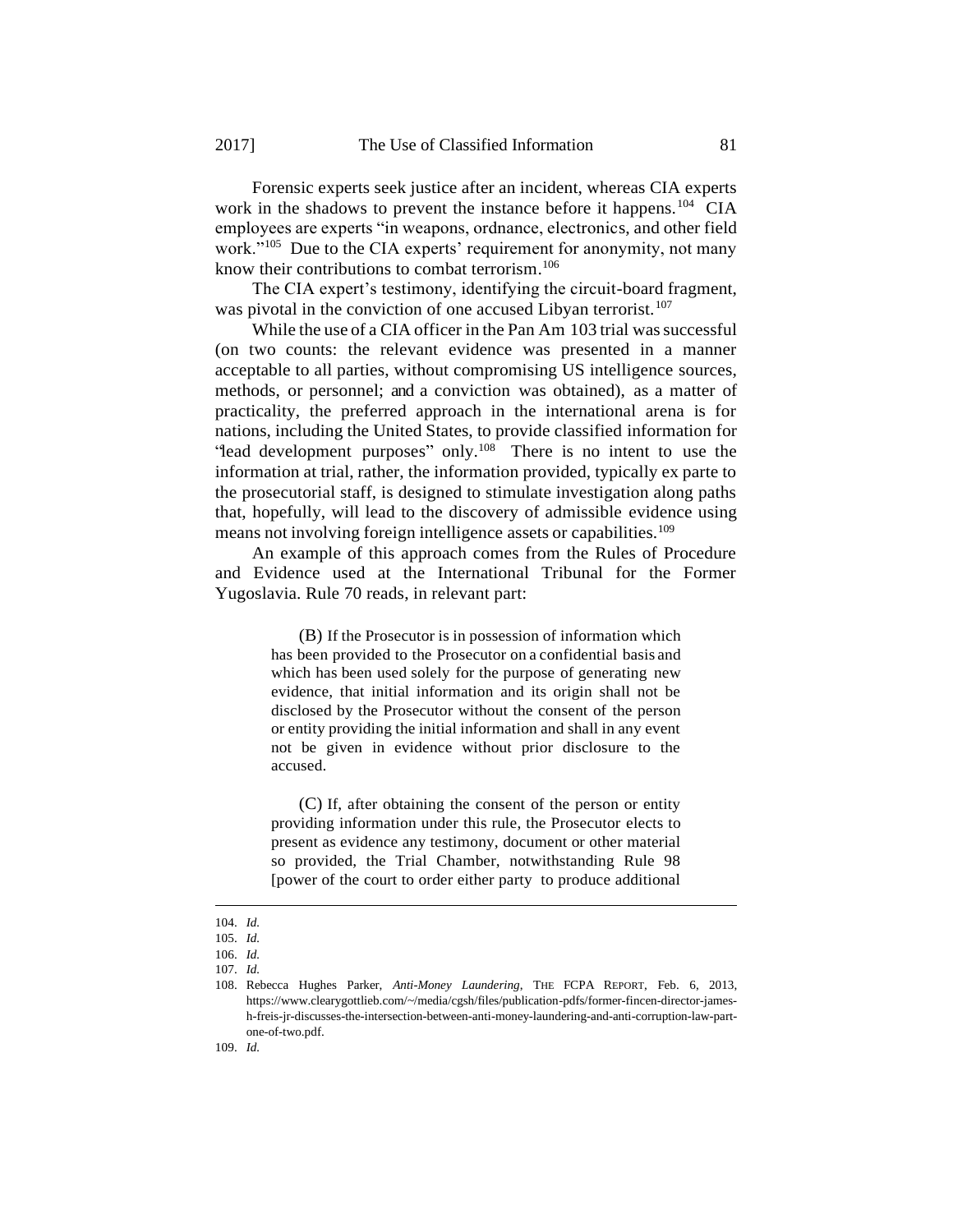Forensic experts seek justice after an incident, whereas CIA experts work in the shadows to prevent the instance before it happens.[104] CIA employees are experts "in weapons, ordnance, electronics, and other field work."[105] Due to the CIA experts' requirement for anonymity, not many know their contributions to combat terrorism.[106]

The CIA expert's testimony, identifying the circuit-board fragment, was pivotal in the conviction of one accused Libyan terrorist.[107]

While the use of a CIA officer in the Pan Am 103 trial was successful (on two counts: the relevant evidence was presented in a manner acceptable to all parties, without compromising US intelligence sources, methods, or personnel; and a conviction was obtained), as a matter of practicality, the preferred approach in the international arena is for nations, including the United States, to provide classified information for "lead development purposes" only.[108] There is no intent to use the information at trial, rather, the information provided, typically ex parte to the prosecutorial staff, is designed to stimulate investigation along paths that, hopefully, will lead to the discovery of admissible evidence using means not involving foreign intelligence assets or capabilities.[109]

An example of this approach comes from the Rules of Procedure and Evidence used at the International Tribunal for the Former Yugoslavia. Rule 70 reads, in relevant part:

> (B) If the Prosecutor is in possession of information which has been provided to the Prosecutor on a confidential basis and which has been used solely for the purpose of generating new evidence, that initial information and its origin shall not be disclosed by the Prosecutor without the consent of the person or entity providing the initial information and shall in any event not be given in evidence without prior disclosure to the accused.
>
> (C) If, after obtaining the consent of the person or entity providing information under this rule, the Prosecutor elects to present as evidence any testimony, document or other material so provided, the Trial Chamber, notwithstanding Rule 98 [power of the court to order either party to produce additional

---

104. *Id.*

105. *Id.*

106. *Id.*

107. *Id.*

108. Rebecca Hughes Parker, *Anti-Money Laundering*, THE FCPA REPORT, Feb. 6, 2013, https://www.clearygottlieb.com/~/media/cgsh/files/publication-pdfs/former-fincen-director-james-h-freis-jr-discusses-the-intersection-between-anti-money-laundering-and-anti-corruption-law-part-one-of-two.pdf.

109. *Id.*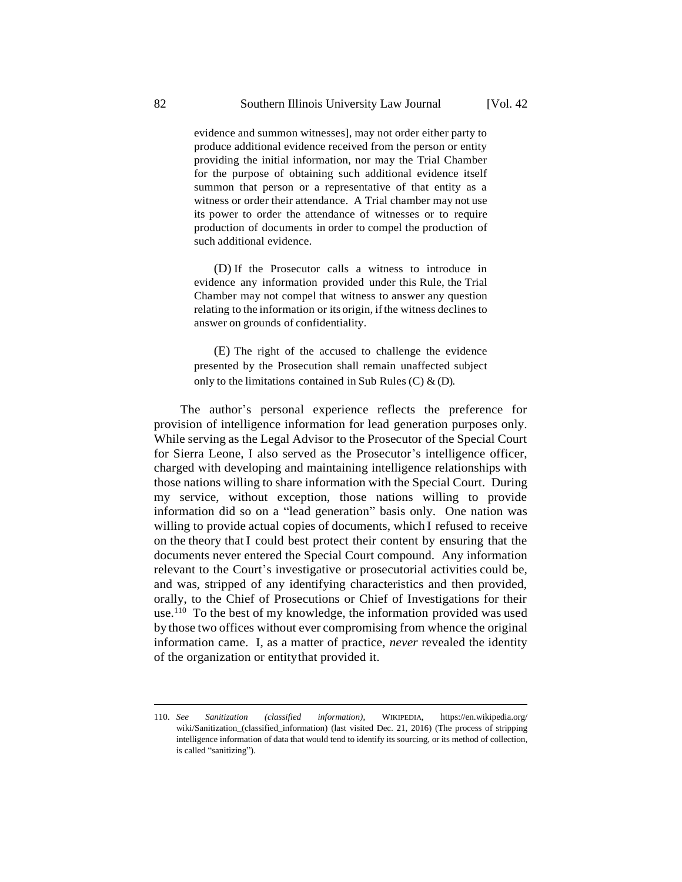> evidence and summon witnesses], may not order either party to produce additional evidence received from the person or entity providing the initial information, nor may the Trial Chamber for the purpose of obtaining such additional evidence itself summon that person or a representative of that entity as a witness or order their attendance. A Trial chamber may not use its power to order the attendance of witnesses or to require production of documents in order to compel the production of such additional evidence.
>
> (D) If the Prosecutor calls a witness to introduce in evidence any information provided under this Rule, the Trial Chamber may not compel that witness to answer any question relating to the information or its origin, if the witness declines to answer on grounds of confidentiality.
>
> (E) The right of the accused to challenge the evidence presented by the Prosecution shall remain unaffected subject only to the limitations contained in Sub Rules (C) & (D).

The author's personal experience reflects the preference for provision of intelligence information for lead generation purposes only. While serving as the Legal Advisor to the Prosecutor of the Special Court for Sierra Leone, I also served as the Prosecutor's intelligence officer, charged with developing and maintaining intelligence relationships with those nations willing to share information with the Special Court. During my service, without exception, those nations willing to provide information did so on a "lead generation" basis only. One nation was willing to provide actual copies of documents, which I refused to receive on the theory that I could best protect their content by ensuring that the documents never entered the Special Court compound. Any information relevant to the Court's investigative or prosecutorial activities could be, and was, stripped of any identifying characteristics and then provided, orally, to the Chief of Prosecutions or Chief of Investigations for their use.[110] To the best of my knowledge, the information provided was used by those two offices without ever compromising from whence the original information came. I, as a matter of practice, *never* revealed the identity of the organization or entity that provided it.

---

110. *See Sanitization (classified information)*, WIKIPEDIA, https://en.wikipedia.org/wiki/Sanitization_(classified_information) (last visited Dec. 21, 2016) (The process of stripping intelligence information of data that would tend to identify its sourcing, or its method of collection, is called "sanitizing").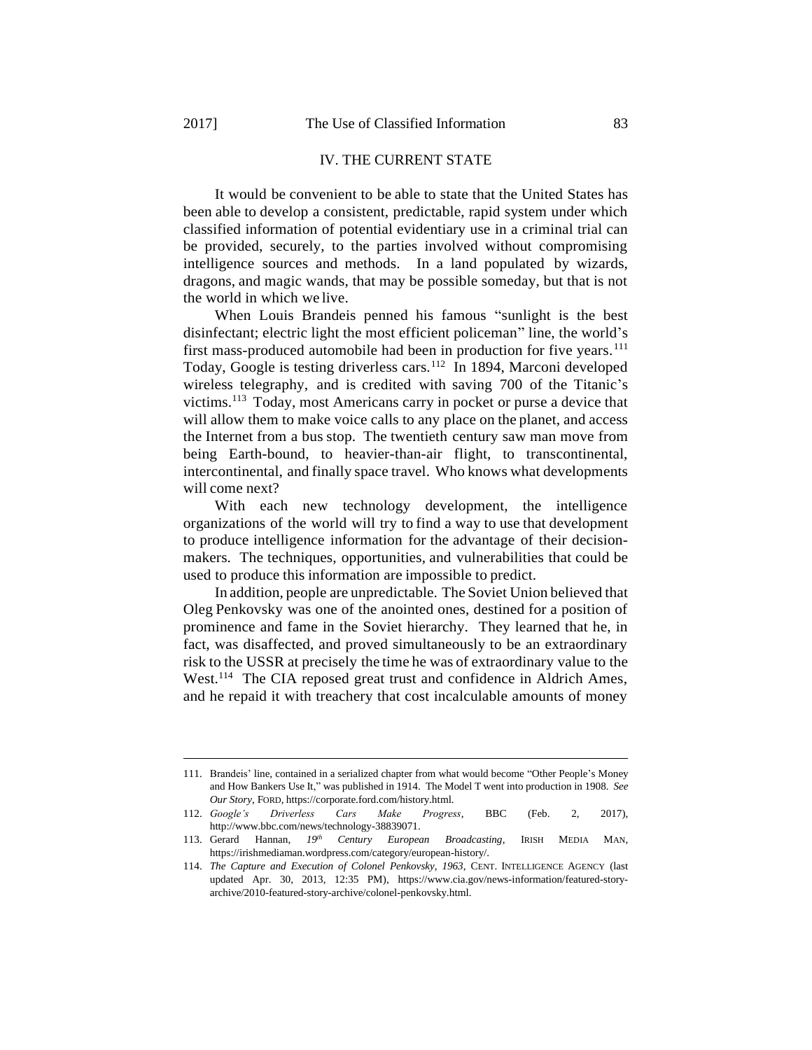## IV. THE CURRENT STATE

It would be convenient to be able to state that the United States has been able to develop a consistent, predictable, rapid system under which classified information of potential evidentiary use in a criminal trial can be provided, securely, to the parties involved without compromising intelligence sources and methods. In a land populated by wizards, dragons, and magic wands, that may be possible someday, but that is not the world in which we live.

When Louis Brandeis penned his famous "sunlight is the best disinfectant; electric light the most efficient policeman" line, the world's first mass-produced automobile had been in production for five years.[111] Today, Google is testing driverless cars.[112] In 1894, Marconi developed wireless telegraphy, and is credited with saving 700 of the Titanic's victims.[113] Today, most Americans carry in pocket or purse a device that will allow them to make voice calls to any place on the planet, and access the Internet from a bus stop. The twentieth century saw man move from being Earth-bound, to heavier-than-air flight, to transcontinental, intercontinental, and finally space travel. Who knows what developments will come next?

With each new technology development, the intelligence organizations of the world will try to find a way to use that development to produce intelligence information for the advantage of their decision-makers. The techniques, opportunities, and vulnerabilities that could be used to produce this information are impossible to predict.

In addition, people are unpredictable. The Soviet Union believed that Oleg Penkovsky was one of the anointed ones, destined for a position of prominence and fame in the Soviet hierarchy. They learned that he, in fact, was disaffected, and proved simultaneously to be an extraordinary risk to the USSR at precisely the time he was of extraordinary value to the West.[114] The CIA reposed great trust and confidence in Aldrich Ames, and he repaid it with treachery that cost incalculable amounts of money

---

111. Brandeis' line, contained in a serialized chapter from what would become "Other People's Money and How Bankers Use It," was published in 1914. The Model T went into production in 1908. *See Our Story*, FORD, https://corporate.ford.com/history.html.

112. *Google's Driverless Cars Make Progress*, BBC (Feb. 2, 2017), http://www.bbc.com/news/technology-38839071.

113. Gerard Hannan, *19th Century European Broadcasting*, IRISH MEDIA MAN, https://irishmediaman.wordpress.com/category/european-history/.

114. *The Capture and Execution of Colonel Penkovsky, 1963*, CENT. INTELLIGENCE AGENCY (last updated Apr. 30, 2013, 12:35 PM), https://www.cia.gov/news-information/featured-story-archive/2010-featured-story-archive/colonel-penkovsky.html.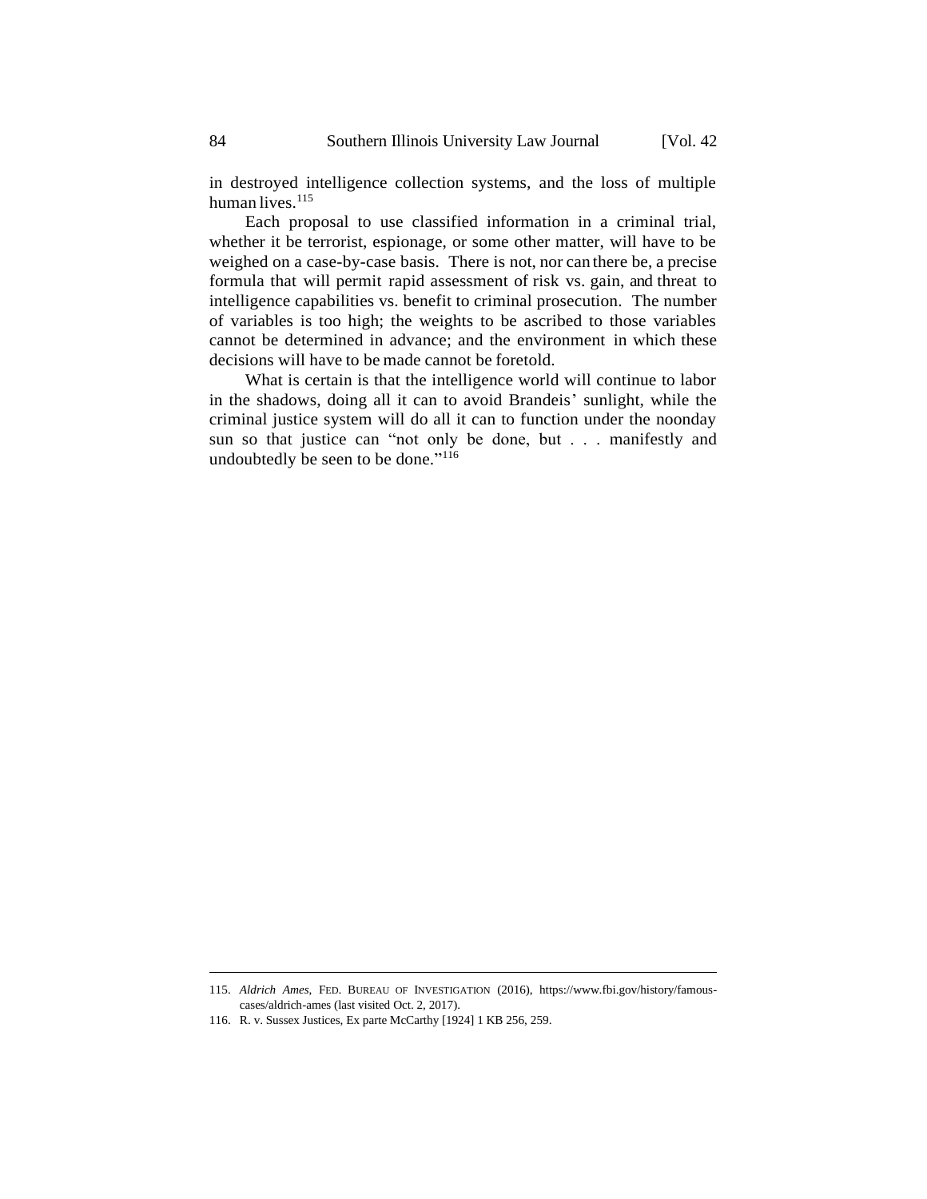in destroyed intelligence collection systems, and the loss of multiple human lives.[115]

Each proposal to use classified information in a criminal trial, whether it be terrorist, espionage, or some other matter, will have to be weighed on a case-by-case basis. There is not, nor can there be, a precise formula that will permit rapid assessment of risk vs. gain, and threat to intelligence capabilities vs. benefit to criminal prosecution. The number of variables is too high; the weights to be ascribed to those variables cannot be determined in advance; and the environment in which these decisions will have to be made cannot be foretold.

What is certain is that the intelligence world will continue to labor in the shadows, doing all it can to avoid Brandeis' sunlight, while the criminal justice system will do all it can to function under the noonday sun so that justice can "not only be done, but . . . manifestly and undoubtedly be seen to be done."[116]

---

115. *Aldrich Ames*, FED. BUREAU OF INVESTIGATION (2016), https://www.fbi.gov/history/famous-cases/aldrich-ames (last visited Oct. 2, 2017).

116. R. v. Sussex Justices, Ex parte McCarthy [1924] 1 KB 256, 259.